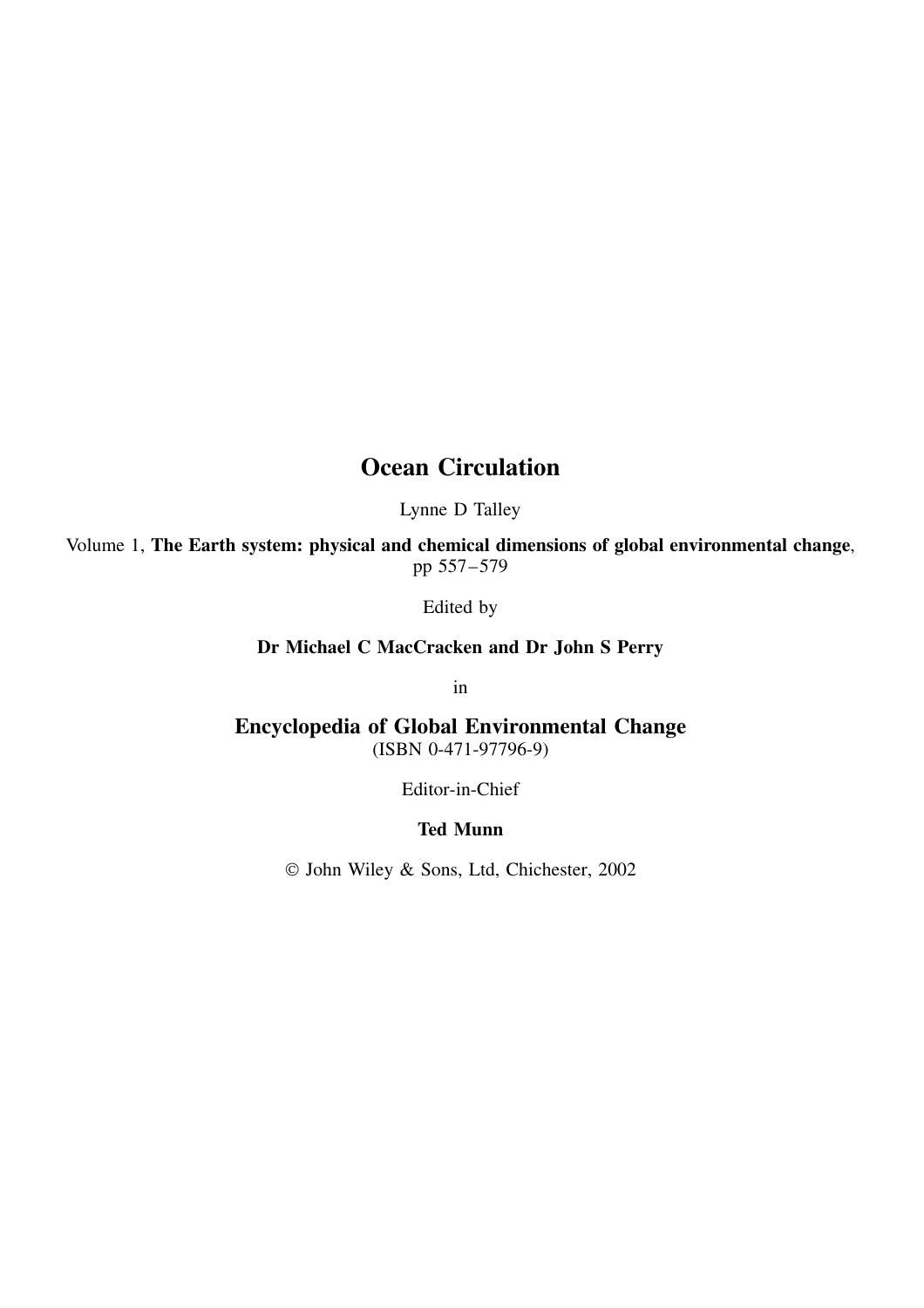# Ocean Circulation

Lynne D Talley

Volume 1, **The Earth system: physical and chemical dimensions of global environmental change**, pp 557–579

Edited by

**Dr Michael C MacCracken and Dr John S Perry**

in

## Encyclopedia of Global Environmental Change

(ISBN 0-471-97796-9)

Editor-in-Chief

**Ted Munn**

© John Wiley & Sons, Ltd, Chichester, 2002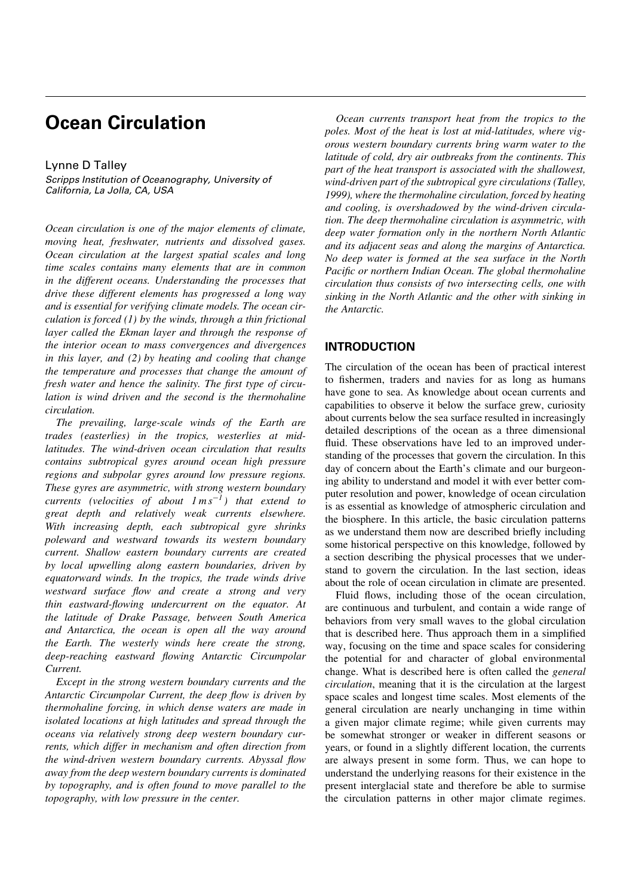# Ocean Circulation

Lynne D Talley

*Scripps Institution of Oceanography, University of California, La Jolla, CA, USA*

*Ocean circulation is one of the major elements of climate, moving heat, freshwater, nutrients and dissolved gases. Ocean circulation at the largest spatial scales and long time scales contains many elements that are in common in the different oceans. Understanding the processes that drive these different elements has progressed a long way and is essential for verifying climate models. The ocean circulation is forced (1) by the winds, through a thin frictional layer called the Ekman layer and through the response of the interior ocean to mass convergences and divergences in this layer, and (2) by heating and cooling that change the temperature and processes that change the amount of fresh water and hence the salinity. The first type of circulation is wind driven and the second is the thermohaline circulation.*

*The prevailing, large-scale winds of the Earth are trades (easterlies) in the tropics, westerlies at mid-latitudes. The wind-driven ocean circulation that results contains subtropical gyres around ocean high pressure regions and subpolar gyres around low pressure regions. These gyres are asymmetric, with strong western boundary currents (velocities of about $1\,m\,s^{-1}$) that extend to great depth and relatively weak currents elsewhere. With increasing depth, each subtropical gyre shrinks poleward and westward towards its western boundary current. Shallow eastern boundary currents are created by local upwelling along eastern boundaries, driven by equatorward winds. In the tropics, the trade winds drive westward surface flow and create a strong and very thin eastward-flowing undercurrent on the equator. At the latitude of Drake Passage, between South America and Antarctica, the ocean is open all the way around the Earth. The westerly winds here create the strong, deep-reaching eastward flowing Antarctic Circumpolar Current.*

*Except in the strong western boundary currents and the Antarctic Circumpolar Current, the deep flow is driven by thermohaline forcing, in which dense waters are made in isolated locations at high latitudes and spread through the oceans via relatively strong deep western boundary currents, which differ in mechanism and often direction from the wind-driven western boundary currents. Abyssal flow away from the deep western boundary currents is dominated by topography, and is often found to move parallel to the topography, with low pressure in the center.*

*Ocean currents transport heat from the tropics to the poles. Most of the heat is lost at mid-latitudes, where vigorous western boundary currents bring warm water to the latitude of cold, dry air outbreaks from the continents. This part of the heat transport is associated with the shallowest, wind-driven part of the subtropical gyre circulations (Talley, 1999), where the thermohaline circulation, forced by heating and cooling, is overshadowed by the wind-driven circulation. The deep thermohaline circulation is asymmetric, with deep water formation only in the northern North Atlantic and its adjacent seas and along the margins of Antarctica. No deep water is formed at the sea surface in the North Pacific or northern Indian Ocean. The global thermohaline circulation thus consists of two intersecting cells, one with sinking in the North Atlantic and the other with sinking in the Antarctic.*

## INTRODUCTION

The circulation of the ocean has been of practical interest to fishermen, traders and navies for as long as humans have gone to sea. As knowledge about ocean currents and capabilities to observe it below the surface grew, curiosity about currents below the sea surface resulted in increasingly detailed descriptions of the ocean as a three dimensional fluid. These observations have led to an improved understanding of the processes that govern the circulation. In this day of concern about the Earth's climate and our burgeoning ability to understand and model it with ever better computer resolution and power, knowledge of ocean circulation is as essential as knowledge of atmospheric circulation and the biosphere. In this article, the basic circulation patterns as we understand them now are described briefly including some historical perspective on this knowledge, followed by a section describing the physical processes that we understand to govern the circulation. In the last section, ideas about the role of ocean circulation in climate are presented.

Fluid flows, including those of the ocean circulation, are continuous and turbulent, and contain a wide range of behaviors from very small waves to the global circulation that is described here. Thus approach them in a simplified way, focusing on the time and space scales for considering the potential for and character of global environmental change. What is described here is often called the *general circulation*, meaning that it is the circulation at the largest space scales and longest time scales. Most elements of the general circulation are nearly unchanging in time within a given major climate regime; while given currents may be somewhat stronger or weaker in different seasons or years, or found in a slightly different location, the currents are always present in some form. Thus, we can hope to understand the underlying reasons for their existence in the present interglacial state and therefore be able to surmise the circulation patterns in other major climate regimes.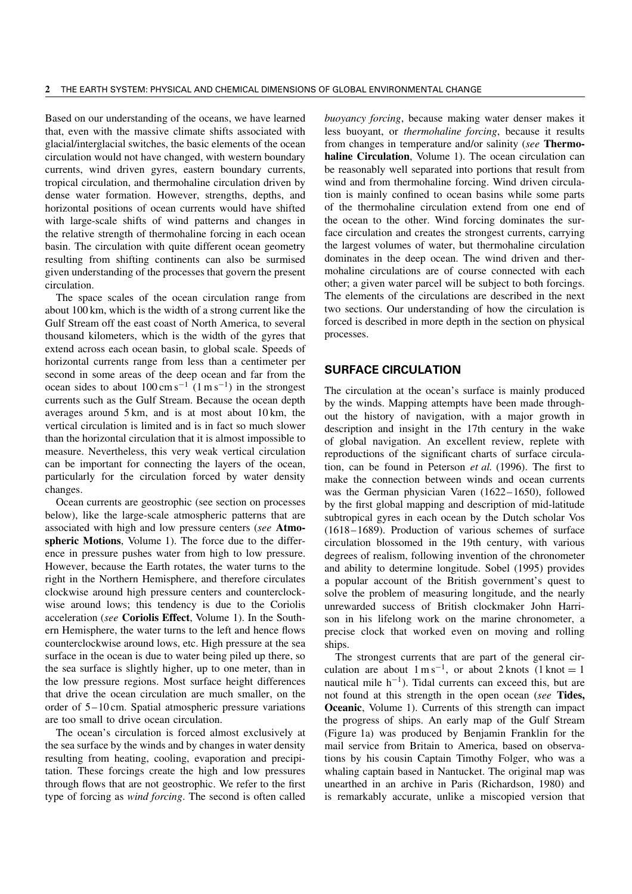Based on our understanding of the oceans, we have learned that, even with the massive climate shifts associated with glacial/interglacial switches, the basic elements of the ocean circulation would not have changed, with western boundary currents, wind driven gyres, eastern boundary currents, tropical circulation, and thermohaline circulation driven by dense water formation. However, strengths, depths, and horizontal positions of ocean currents would have shifted with large-scale shifts of wind patterns and changes in the relative strength of thermohaline forcing in each ocean basin. The circulation with quite different ocean geometry resulting from shifting continents can also be surmised given understanding of the processes that govern the present circulation.

The space scales of the ocean circulation range from about 100 km, which is the width of a strong current like the Gulf Stream off the east coast of North America, to several thousand kilometers, which is the width of the gyres that extend across each ocean basin, to global scale. Speeds of horizontal currents range from less than a centimeter per second in some areas of the deep ocean and far from the ocean sides to about $100\,\mathrm{cm\,s^{-1}}$ ($1\,\mathrm{m\,s^{-1}}$) in the strongest currents such as the Gulf Stream. Because the ocean depth averages around 5 km, and is at most about 10 km, the vertical circulation is limited and is in fact so much slower than the horizontal circulation that it is almost impossible to measure. Nevertheless, this very weak vertical circulation can be important for connecting the layers of the ocean, particularly for the circulation forced by water density changes.

Ocean currents are geostrophic (see section on processes below), like the large-scale atmospheric patterns that are associated with high and low pressure centers (*see* **Atmospheric Motions**, Volume 1). The force due to the difference in pressure pushes water from high to low pressure. However, because the Earth rotates, the water turns to the right in the Northern Hemisphere, and therefore circulates clockwise around high pressure centers and counterclockwise around lows; this tendency is due to the Coriolis acceleration (*see* **Coriolis Effect**, Volume 1). In the Southern Hemisphere, the water turns to the left and hence flows counterclockwise around lows, etc. High pressure at the sea surface in the ocean is due to water being piled up there, so the sea surface is slightly higher, up to one meter, than in the low pressure regions. Most surface height differences that drive the ocean circulation are much smaller, on the order of 5–10 cm. Spatial atmospheric pressure variations are too small to drive ocean circulation.

The ocean's circulation is forced almost exclusively at the sea surface by the winds and by changes in water density resulting from heating, cooling, evaporation and precipitation. These forcings create the high and low pressures through flows that are not geostrophic. We refer to the first type of forcing as *wind forcing*. The second is often called *buoyancy forcing*, because making water denser makes it less buoyant, or *thermohaline forcing*, because it results from changes in temperature and/or salinity (*see* **Thermohaline Circulation**, Volume 1). The ocean circulation can be reasonably well separated into portions that result from wind and from thermohaline forcing. Wind driven circulation is mainly confined to ocean basins while some parts of the thermohaline circulation extend from one end of the ocean to the other. Wind forcing dominates the surface circulation and creates the strongest currents, carrying the largest volumes of water, but thermohaline circulation dominates in the deep ocean. The wind driven and thermohaline circulations are of course connected with each other; a given water parcel will be subject to both forcings. The elements of the circulations are described in the next two sections. Our understanding of how the circulation is forced is described in more depth in the section on physical processes.

## SURFACE CIRCULATION

The circulation at the ocean's surface is mainly produced by the winds. Mapping attempts have been made throughout the history of navigation, with a major growth in description and insight in the 17th century in the wake of global navigation. An excellent review, replete with reproductions of the significant charts of surface circulation, can be found in Peterson *et al.* (1996). The first to make the connection between winds and ocean currents was the German physician Varen (1622–1650), followed by the first global mapping and description of mid-latitude subtropical gyres in each ocean by the Dutch scholar Vos (1618–1689). Production of various schemes of surface circulation blossomed in the 19th century, with various degrees of realism, following invention of the chronometer and ability to determine longitude. Sobel (1995) provides a popular account of the British government's quest to solve the problem of measuring longitude, and the nearly unrewarded success of British clockmaker John Harrison in his lifelong work on the marine chronometer, a precise clock that worked even on moving and rolling ships.

The strongest currents that are part of the general circulation are about $1\,\mathrm{m\,s^{-1}}$, or about 2 knots (1 knot = 1 nautical mile $\mathrm{h^{-1}}$). Tidal currents can exceed this, but are not found at this strength in the open ocean (*see* **Tides, Oceanic**, Volume 1). Currents of this strength can impact the progress of ships. An early map of the Gulf Stream (Figure 1a) was produced by Benjamin Franklin for the mail service from Britain to America, based on observations by his cousin Captain Timothy Folger, who was a whaling captain based in Nantucket. The original map was unearthed in an archive in Paris (Richardson, 1980) and is remarkably accurate, unlike a miscopied version that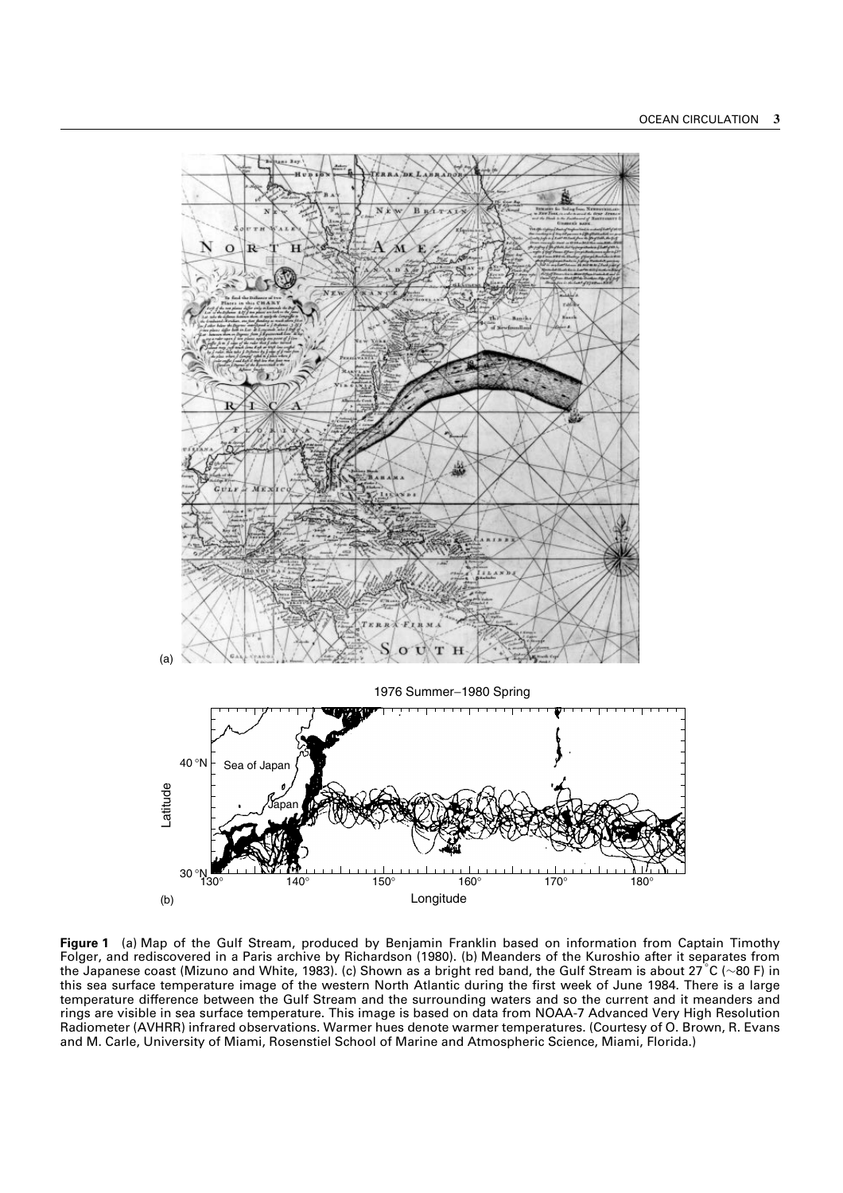**Figure 1** (a) Map of the Gulf Stream, produced by Benjamin Franklin based on information from Captain Timothy Folger, and rediscovered in a Paris archive by Richardson (1980). (b) Meanders of the Kuroshio after it separates from the Japanese coast (Mizuno and White, 1983). (c) Shown as a bright red band, the Gulf Stream is about 27°C (~80 F) in this sea surface temperature image of the western North Atlantic during the first week of June 1984. There is a large temperature difference between the Gulf Stream and the surrounding waters and so the current and it meanders and rings are visible in sea surface temperature. This image is based on data from NOAA-7 Advanced Very High Resolution Radiometer (AVHRR) infrared observations. Warmer hues denote warmer temperatures. (Courtesy of O. Brown, R. Evans and M. Carle, University of Miami, Rosenstiel School of Marine and Atmospheric Science, Miami, Florida.)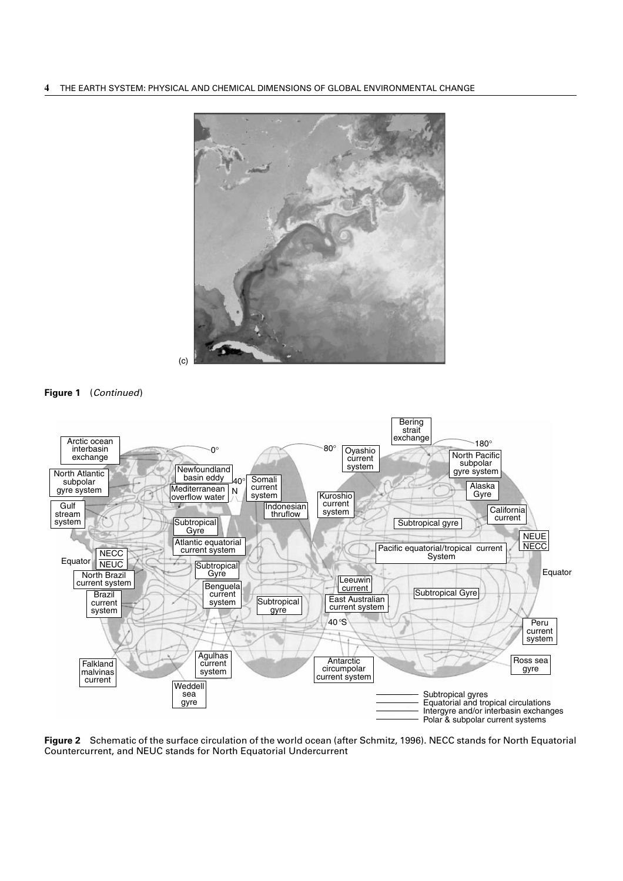(c)

**Figure 1** (*Continued*)

**Figure 2** Schematic of the surface circulation of the world ocean (after Schmitz, 1996). NECC stands for North Equatorial Countercurrent, and NEUC stands for North Equatorial Undercurrent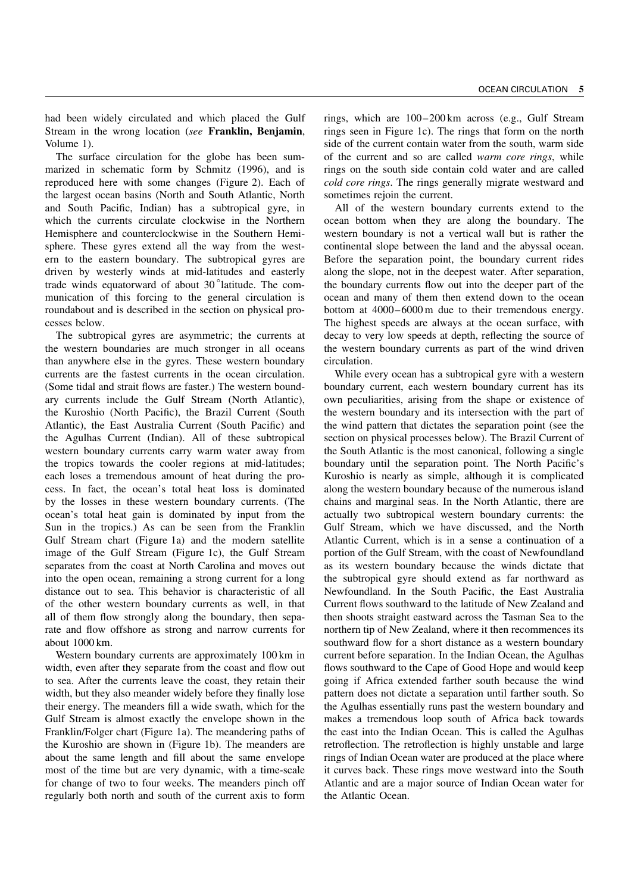had been widely circulated and which placed the Gulf Stream in the wrong location (*see* **Franklin, Benjamin**, Volume 1).

The surface circulation for the globe has been summarized in schematic form by Schmitz (1996), and is reproduced here with some changes (Figure 2). Each of the largest ocean basins (North and South Atlantic, North and South Pacific, Indian) has a subtropical gyre, in which the currents circulate clockwise in the Northern Hemisphere and counterclockwise in the Southern Hemisphere. These gyres extend all the way from the western to the eastern boundary. The subtropical gyres are driven by westerly winds at mid-latitudes and easterly trade winds equatorward of about 30°latitude. The communication of this forcing to the general circulation is roundabout and is described in the section on physical processes below.

The subtropical gyres are asymmetric; the currents at the western boundaries are much stronger in all oceans than anywhere else in the gyres. These western boundary currents are the fastest currents in the ocean circulation. (Some tidal and strait flows are faster.) The western boundary currents include the Gulf Stream (North Atlantic), the Kuroshio (North Pacific), the Brazil Current (South Atlantic), the East Australia Current (South Pacific) and the Agulhas Current (Indian). All of these subtropical western boundary currents carry warm water away from the tropics towards the cooler regions at mid-latitudes; each loses a tremendous amount of heat during the process. In fact, the ocean's total heat loss is dominated by the losses in these western boundary currents. (The ocean's total heat gain is dominated by input from the Sun in the tropics.) As can be seen from the Franklin Gulf Stream chart (Figure 1a) and the modern satellite image of the Gulf Stream (Figure 1c), the Gulf Stream separates from the coast at North Carolina and moves out into the open ocean, remaining a strong current for a long distance out to sea. This behavior is characteristic of all of the other western boundary currents as well, in that all of them flow strongly along the boundary, then separate and flow offshore as strong and narrow currents for about 1000 km.

Western boundary currents are approximately 100 km in width, even after they separate from the coast and flow out to sea. After the currents leave the coast, they retain their width, but they also meander widely before they finally lose their energy. The meanders fill a wide swath, which for the Gulf Stream is almost exactly the envelope shown in the Franklin/Folger chart (Figure 1a). The meandering paths of the Kuroshio are shown in (Figure 1b). The meanders are about the same length and fill about the same envelope most of the time but are very dynamic, with a time-scale for change of two to four weeks. The meanders pinch off regularly both north and south of the current axis to form rings, which are 100–200 km across (e.g., Gulf Stream rings seen in Figure 1c). The rings that form on the north side of the current contain water from the south, warm side of the current and so are called *warm core rings*, while rings on the south side contain cold water and are called *cold core rings*. The rings generally migrate westward and sometimes rejoin the current.

All of the western boundary currents extend to the ocean bottom when they are along the boundary. The western boundary is not a vertical wall but is rather the continental slope between the land and the abyssal ocean. Before the separation point, the boundary current rides along the slope, not in the deepest water. After separation, the boundary currents flow out into the deeper part of the ocean and many of them then extend down to the ocean bottom at 4000–6000 m due to their tremendous energy. The highest speeds are always at the ocean surface, with decay to very low speeds at depth, reflecting the source of the western boundary currents as part of the wind driven circulation.

While every ocean has a subtropical gyre with a western boundary current, each western boundary current has its own peculiarities, arising from the shape or existence of the western boundary and its intersection with the part of the wind pattern that dictates the separation point (see the section on physical processes below). The Brazil Current of the South Atlantic is the most canonical, following a single boundary until the separation point. The North Pacific's Kuroshio is nearly as simple, although it is complicated along the western boundary because of the numerous island chains and marginal seas. In the North Atlantic, there are actually two subtropical western boundary currents: the Gulf Stream, which we have discussed, and the North Atlantic Current, which is in a sense a continuation of a portion of the Gulf Stream, with the coast of Newfoundland as its western boundary because the winds dictate that the subtropical gyre should extend as far northward as Newfoundland. In the South Pacific, the East Australia Current flows southward to the latitude of New Zealand and then shoots straight eastward across the Tasman Sea to the northern tip of New Zealand, where it then recommences its southward flow for a short distance as a western boundary current before separation. In the Indian Ocean, the Agulhas flows southward to the Cape of Good Hope and would keep going if Africa extended farther south because the wind pattern does not dictate a separation until farther south. So the Agulhas essentially runs past the western boundary and makes a tremendous loop south of Africa back towards the east into the Indian Ocean. This is called the Agulhas retroflection. The retroflection is highly unstable and large rings of Indian Ocean water are produced at the place where it curves back. These rings move westward into the South Atlantic and are a major source of Indian Ocean water for the Atlantic Ocean.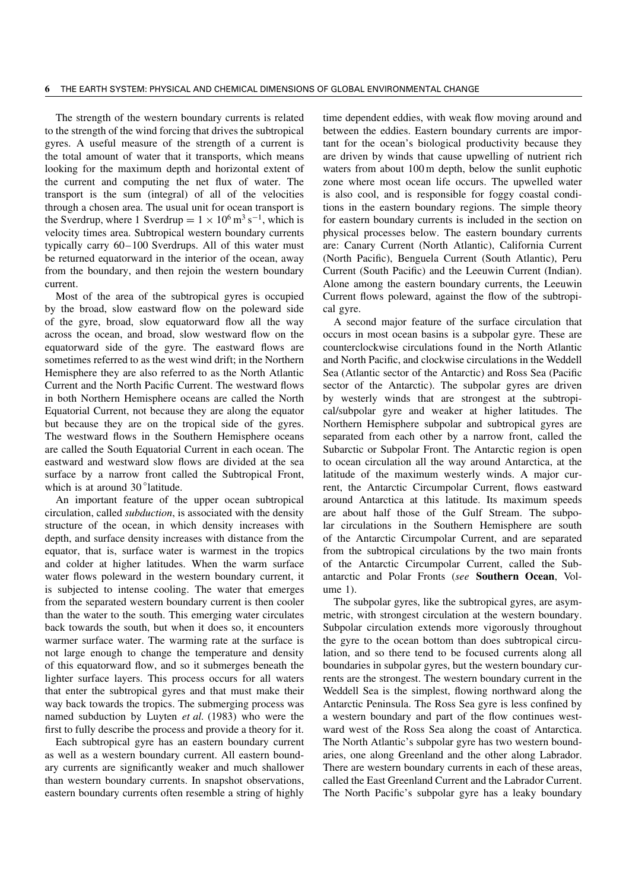The strength of the western boundary currents is related to the strength of the wind forcing that drives the subtropical gyres. A useful measure of the strength of a current is the total amount of water that it transports, which means looking for the maximum depth and horizontal extent of the current and computing the net flux of water. The transport is the sum (integral) of all of the velocities through a chosen area. The usual unit for ocean transport is the Sverdrup, where 1 Sverdrup $= 1 \times 10^6\,\mathrm{m}^3\,\mathrm{s}^{-1}$, which is velocity times area. Subtropical western boundary currents typically carry 60–100 Sverdrups. All of this water must be returned equatorward in the interior of the ocean, away from the boundary, and then rejoin the western boundary current.

Most of the area of the subtropical gyres is occupied by the broad, slow eastward flow on the poleward side of the gyre, broad, slow equatorward flow all the way across the ocean, and broad, slow westward flow on the equatorward side of the gyre. The eastward flows are sometimes referred to as the west wind drift; in the Northern Hemisphere they are also referred to as the North Atlantic Current and the North Pacific Current. The westward flows in both Northern Hemisphere oceans are called the North Equatorial Current, not because they are along the equator but because they are on the tropical side of the gyres. The westward flows in the Southern Hemisphere oceans are called the South Equatorial Current in each ocean. The eastward and westward slow flows are divided at the sea surface by a narrow front called the Subtropical Front, which is at around 30°latitude.

An important feature of the upper ocean subtropical circulation, called *subduction*, is associated with the density structure of the ocean, in which density increases with depth, and surface density increases with distance from the equator, that is, surface water is warmest in the tropics and colder at higher latitudes. When the warm surface water flows poleward in the western boundary current, it is subjected to intense cooling. The water that emerges from the separated western boundary current is then cooler than the water to the south. This emerging water circulates back towards the south, but when it does so, it encounters warmer surface water. The warming rate at the surface is not large enough to change the temperature and density of this equatorward flow, and so it submerges beneath the lighter surface layers. This process occurs for all waters that enter the subtropical gyres and that must make their way back towards the tropics. The submerging process was named subduction by Luyten *et al.* (1983) who were the first to fully describe the process and provide a theory for it.

Each subtropical gyre has an eastern boundary current as well as a western boundary current. All eastern boundary currents are significantly weaker and much shallower than western boundary currents. In snapshot observations, eastern boundary currents often resemble a string of highly time dependent eddies, with weak flow moving around and between the eddies. Eastern boundary currents are important for the ocean's biological productivity because they are driven by winds that cause upwelling of nutrient rich waters from about 100 m depth, below the sunlit euphotic zone where most ocean life occurs. The upwelled water is also cool, and is responsible for foggy coastal conditions in the eastern boundary regions. The simple theory for eastern boundary currents is included in the section on physical processes below. The eastern boundary currents are: Canary Current (North Atlantic), California Current (North Pacific), Benguela Current (South Atlantic), Peru Current (South Pacific) and the Leeuwin Current (Indian). Alone among the eastern boundary currents, the Leeuwin Current flows poleward, against the flow of the subtropical gyre.

A second major feature of the surface circulation that occurs in most ocean basins is a subpolar gyre. These are counterclockwise circulations found in the North Atlantic and North Pacific, and clockwise circulations in the Weddell Sea (Atlantic sector of the Antarctic) and Ross Sea (Pacific sector of the Antarctic). The subpolar gyres are driven by westerly winds that are strongest at the subtropical/subpolar gyre and weaker at higher latitudes. The Northern Hemisphere subpolar and subtropical gyres are separated from each other by a narrow front, called the Subarctic or Subpolar Front. The Antarctic region is open to ocean circulation all the way around Antarctica, at the latitude of the maximum westerly winds. A major current, the Antarctic Circumpolar Current, flows eastward around Antarctica at this latitude. Its maximum speeds are about half those of the Gulf Stream. The subpolar circulations in the Southern Hemisphere are south of the Antarctic Circumpolar Current, and are separated from the subtropical circulations by the two main fronts of the Antarctic Circumpolar Current, called the Subantarctic and Polar Fronts (*see* **Southern Ocean**, Volume 1).

The subpolar gyres, like the subtropical gyres, are asymmetric, with strongest circulation at the western boundary. Subpolar circulation extends more vigorously throughout the gyre to the ocean bottom than does subtropical circulation, and so there tend to be focused currents along all boundaries in subpolar gyres, but the western boundary currents are the strongest. The western boundary current in the Weddell Sea is the simplest, flowing northward along the Antarctic Peninsula. The Ross Sea gyre is less confined by a western boundary and part of the flow continues westward west of the Ross Sea along the coast of Antarctica. The North Atlantic's subpolar gyre has two western boundaries, one along Greenland and the other along Labrador. There are western boundary currents in each of these areas, called the East Greenland Current and the Labrador Current. The North Pacific's subpolar gyre has a leaky boundary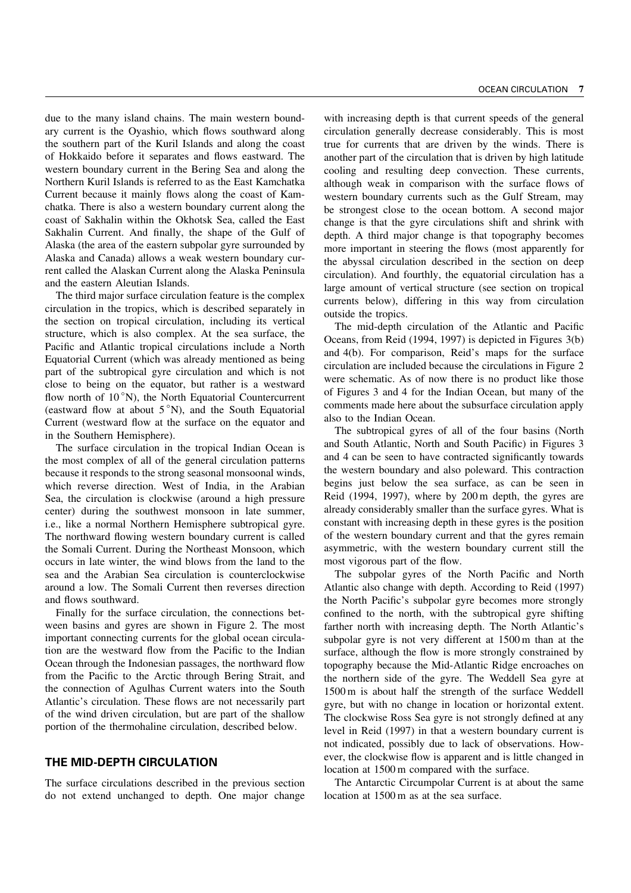due to the many island chains. The main western boundary current is the Oyashio, which flows southward along the southern part of the Kuril Islands and along the coast of Hokkaido before it separates and flows eastward. The western boundary current in the Bering Sea and along the Northern Kuril Islands is referred to as the East Kamchatka Current because it mainly flows along the coast of Kamchatka. There is also a western boundary current along the coast of Sakhalin within the Okhotsk Sea, called the East Sakhalin Current. And finally, the shape of the Gulf of Alaska (the area of the eastern subpolar gyre surrounded by Alaska and Canada) allows a weak western boundary current called the Alaskan Current along the Alaska Peninsula and the eastern Aleutian Islands.

The third major surface circulation feature is the complex circulation in the tropics, which is described separately in the section on tropical circulation, including its vertical structure, which is also complex. At the sea surface, the Pacific and Atlantic tropical circulations include a North Equatorial Current (which was already mentioned as being part of the subtropical gyre circulation and which is not close to being on the equator, but rather is a westward flow north of 10 °N), the North Equatorial Countercurrent (eastward flow at about 5 °N), and the South Equatorial Current (westward flow at the surface on the equator and in the Southern Hemisphere).

The surface circulation in the tropical Indian Ocean is the most complex of all of the general circulation patterns because it responds to the strong seasonal monsoonal winds, which reverse direction. West of India, in the Arabian Sea, the circulation is clockwise (around a high pressure center) during the southwest monsoon in late summer, i.e., like a normal Northern Hemisphere subtropical gyre. The northward flowing western boundary current is called the Somali Current. During the Northeast Monsoon, which occurs in late winter, the wind blows from the land to the sea and the Arabian Sea circulation is counterclockwise around a low. The Somali Current then reverses direction and flows southward.

Finally for the surface circulation, the connections between basins and gyres are shown in Figure 2. The most important connecting currents for the global ocean circulation are the westward flow from the Pacific to the Indian Ocean through the Indonesian passages, the northward flow from the Pacific to the Arctic through Bering Strait, and the connection of Agulhas Current waters into the South Atlantic's circulation. These flows are not necessarily part of the wind driven circulation, but are part of the shallow portion of the thermohaline circulation, described below.

## THE MID-DEPTH CIRCULATION

The surface circulations described in the previous section do not extend unchanged to depth. One major change with increasing depth is that current speeds of the general circulation generally decrease considerably. This is most true for currents that are driven by the winds. There is another part of the circulation that is driven by high latitude cooling and resulting deep convection. These currents, although weak in comparison with the surface flows of western boundary currents such as the Gulf Stream, may be strongest close to the ocean bottom. A second major change is that the gyre circulations shift and shrink with depth. A third major change is that topography becomes more important in steering the flows (most apparently for the abyssal circulation described in the section on deep circulation). And fourthly, the equatorial circulation has a large amount of vertical structure (see section on tropical currents below), differing in this way from circulation outside the tropics.

The mid-depth circulation of the Atlantic and Pacific Oceans, from Reid (1994, 1997) is depicted in Figures 3(b) and 4(b). For comparison, Reid's maps for the surface circulation are included because the circulations in Figure 2 were schematic. As of now there is no product like those of Figures 3 and 4 for the Indian Ocean, but many of the comments made here about the subsurface circulation apply also to the Indian Ocean.

The subtropical gyres of all of the four basins (North and South Atlantic, North and South Pacific) in Figures 3 and 4 can be seen to have contracted significantly towards the western boundary and also poleward. This contraction begins just below the sea surface, as can be seen in Reid (1994, 1997), where by 200 m depth, the gyres are already considerably smaller than the surface gyres. What is constant with increasing depth in these gyres is the position of the western boundary current and that the gyres remain asymmetric, with the western boundary current still the most vigorous part of the flow.

The subpolar gyres of the North Pacific and North Atlantic also change with depth. According to Reid (1997) the North Pacific's subpolar gyre becomes more strongly confined to the north, with the subtropical gyre shifting farther north with increasing depth. The North Atlantic's subpolar gyre is not very different at 1500 m than at the surface, although the flow is more strongly constrained by topography because the Mid-Atlantic Ridge encroaches on the northern side of the gyre. The Weddell Sea gyre at 1500 m is about half the strength of the surface Weddell gyre, but with no change in location or horizontal extent. The clockwise Ross Sea gyre is not strongly defined at any level in Reid (1997) in that a western boundary current is not indicated, possibly due to lack of observations. However, the clockwise flow is apparent and is little changed in location at 1500 m compared with the surface.

The Antarctic Circumpolar Current is at about the same location at 1500 m as at the sea surface.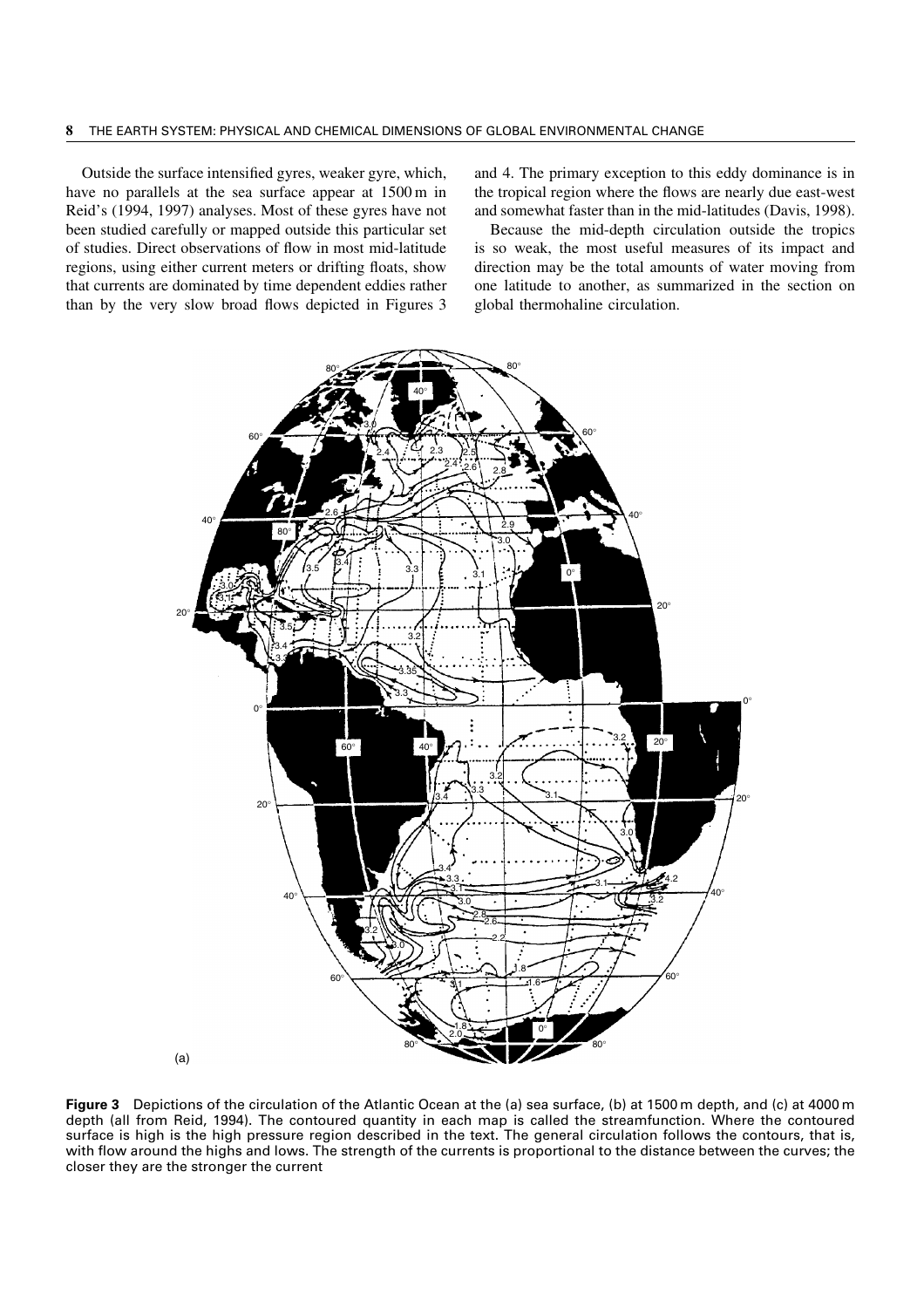Outside the surface intensified gyres, weaker gyre, which, have no parallels at the sea surface appear at 1500 m in Reid's (1994, 1997) analyses. Most of these gyres have not been studied carefully or mapped outside this particular set of studies. Direct observations of flow in most mid-latitude regions, using either current meters or drifting floats, show that currents are dominated by time dependent eddies rather than by the very slow broad flows depicted in Figures 3 and 4. The primary exception to this eddy dominance is in the tropical region where the flows are nearly due east-west and somewhat faster than in the mid-latitudes (Davis, 1998).

Because the mid-depth circulation outside the tropics is so weak, the most useful measures of its impact and direction may be the total amounts of water moving from one latitude to another, as summarized in the section on global thermohaline circulation.

(a)

**Figure 3** Depictions of the circulation of the Atlantic Ocean at the (a) sea surface, (b) at 1500 m depth, and (c) at 4000 m depth (all from Reid, 1994). The contoured quantity in each map is called the streamfunction. Where the contoured surface is high is the high pressure region described in the text. The general circulation follows the contours, that is, with flow around the highs and lows. The strength of the currents is proportional to the distance between the curves; the closer they are the stronger the current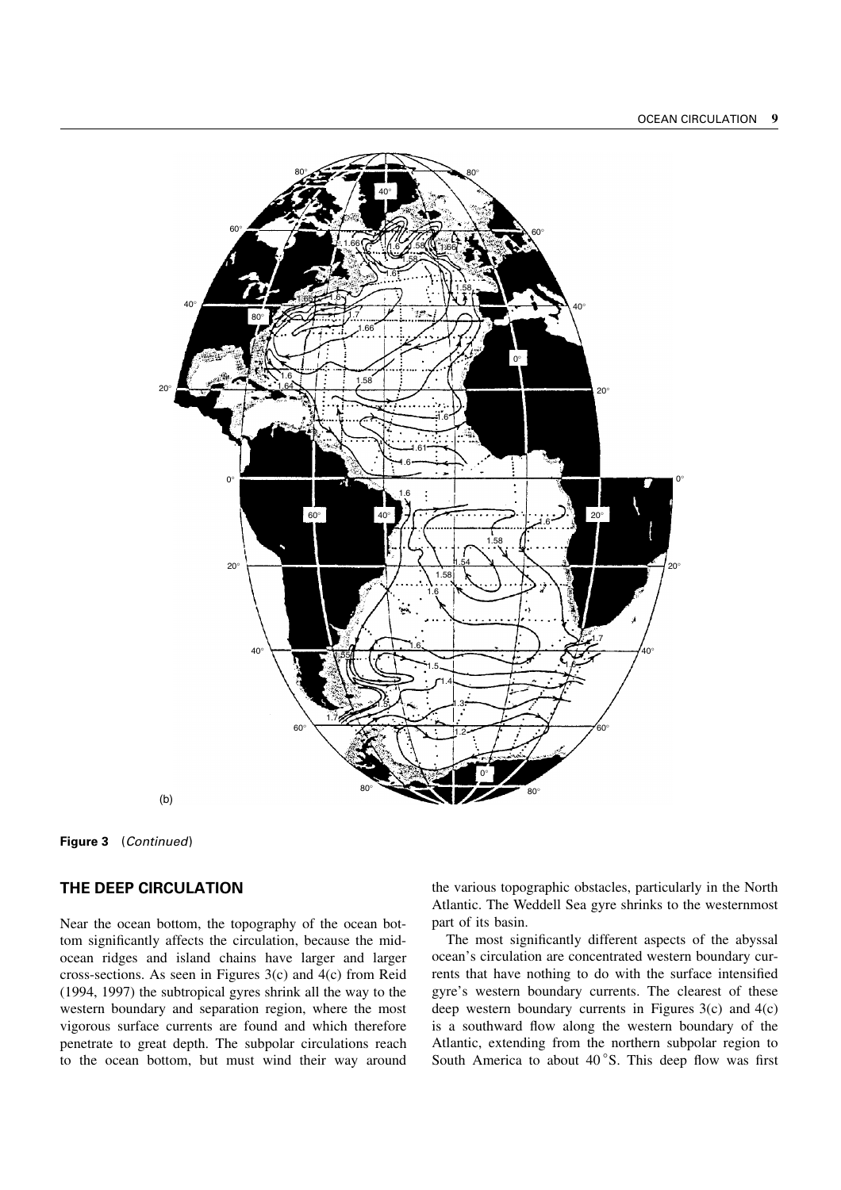(b)

**Figure 3** (*Continued*)

## THE DEEP CIRCULATION

Near the ocean bottom, the topography of the ocean bottom significantly affects the circulation, because the mid-ocean ridges and island chains have larger and larger cross-sections. As seen in Figures 3(c) and 4(c) from Reid (1994, 1997) the subtropical gyres shrink all the way to the western boundary and separation region, where the most vigorous surface currents are found and which therefore penetrate to great depth. The subpolar circulations reach to the ocean bottom, but must wind their way around the various topographic obstacles, particularly in the North Atlantic. The Weddell Sea gyre shrinks to the westernmost part of its basin.

The most significantly different aspects of the abyssal ocean's circulation are concentrated western boundary currents that have nothing to do with the surface intensified gyre's western boundary currents. The clearest of these deep western boundary currents in Figures 3(c) and 4(c) is a southward flow along the western boundary of the Atlantic, extending from the northern subpolar region to South America to about 40 °S. This deep flow was first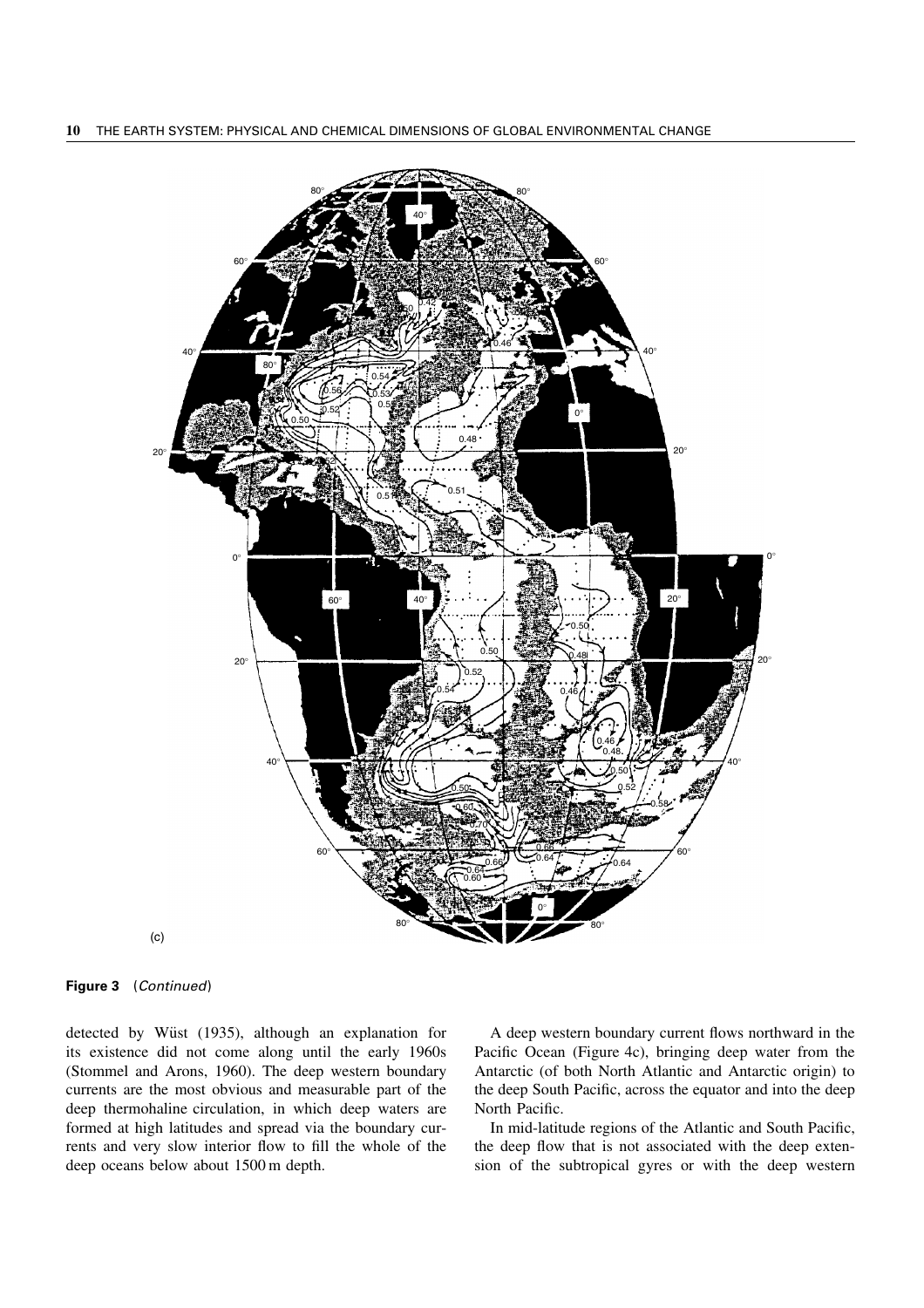(c)

**Figure 3** (*Continued*)

detected by Wüst (1935), although an explanation for its existence did not come along until the early 1960s (Stommel and Arons, 1960). The deep western boundary currents are the most obvious and measurable part of the deep thermohaline circulation, in which deep waters are formed at high latitudes and spread via the boundary currents and very slow interior flow to fill the whole of the deep oceans below about 1500 m depth.

A deep western boundary current flows northward in the Pacific Ocean (Figure 4c), bringing deep water from the Antarctic (of both North Atlantic and Antarctic origin) to the deep South Pacific, across the equator and into the deep North Pacific.

In mid-latitude regions of the Atlantic and South Pacific, the deep flow that is not associated with the deep extension of the subtropical gyres or with the deep western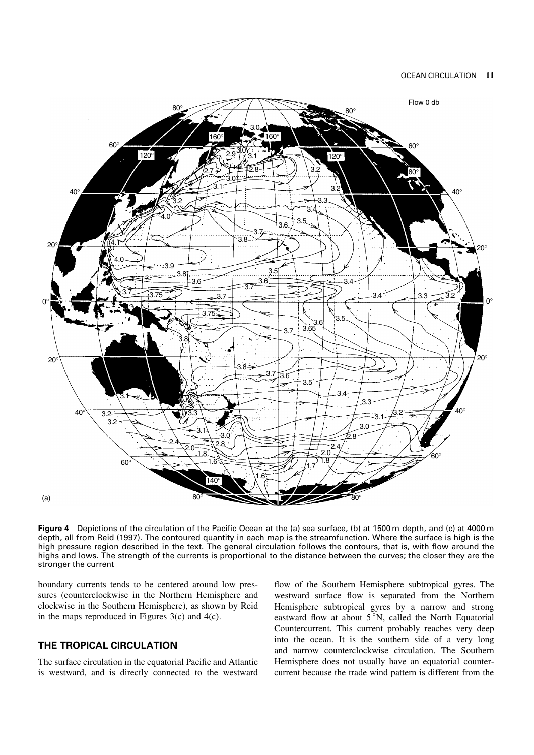**Figure 4** Depictions of the circulation of the Pacific Ocean at the (a) sea surface, (b) at 1500 m depth, and (c) at 4000 m depth, all from Reid (1997). The contoured quantity in each map is the streamfunction. Where the surface is high is the high pressure region described in the text. The general circulation follows the contours, that is, with flow around the highs and lows. The strength of the currents is proportional to the distance between the curves; the closer they are the stronger the current

boundary currents tends to be centered around low pressures (counterclockwise in the Northern Hemisphere and clockwise in the Southern Hemisphere), as shown by Reid in the maps reproduced in Figures 3(c) and 4(c).

## THE TROPICAL CIRCULATION

The surface circulation in the equatorial Pacific and Atlantic is westward, and is directly connected to the westward flow of the Southern Hemisphere subtropical gyres. The westward surface flow is separated from the Northern Hemisphere subtropical gyres by a narrow and strong eastward flow at about 5 °N, called the North Equatorial Countercurrent. This current probably reaches very deep into the ocean. It is the southern side of a very long and narrow counterclockwise circulation. The Southern Hemisphere does not usually have an equatorial countercurrent because the trade wind pattern is different from the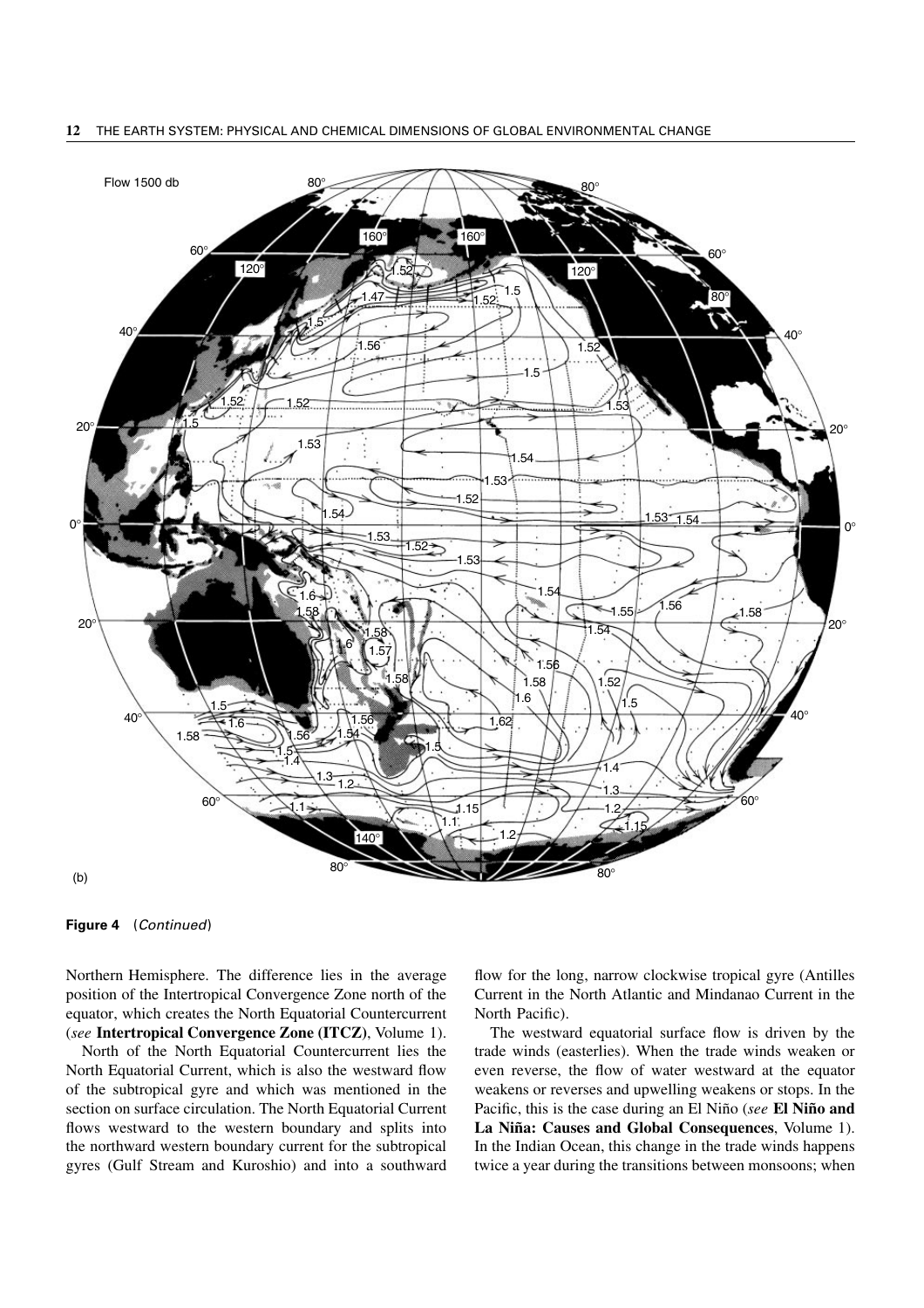**Figure 4** (*Continued*)

Northern Hemisphere. The difference lies in the average position of the Intertropical Convergence Zone north of the equator, which creates the North Equatorial Countercurrent (*see* **Intertropical Convergence Zone (ITCZ)**, Volume 1).

North of the North Equatorial Countercurrent lies the North Equatorial Current, which is also the westward flow of the subtropical gyre and which was mentioned in the section on surface circulation. The North Equatorial Current flows westward to the western boundary and splits into the northward western boundary current for the subtropical gyres (Gulf Stream and Kuroshio) and into a southward flow for the long, narrow clockwise tropical gyre (Antilles Current in the North Atlantic and Mindanao Current in the North Pacific).

The westward equatorial surface flow is driven by the trade winds (easterlies). When the trade winds weaken or even reverse, the flow of water westward at the equator weakens or reverses and upwelling weakens or stops. In the Pacific, this is the case during an El Niño (*see* **El Niño and La Niña: Causes and Global Consequences**, Volume 1). In the Indian Ocean, this change in the trade winds happens twice a year during the transitions between monsoons; when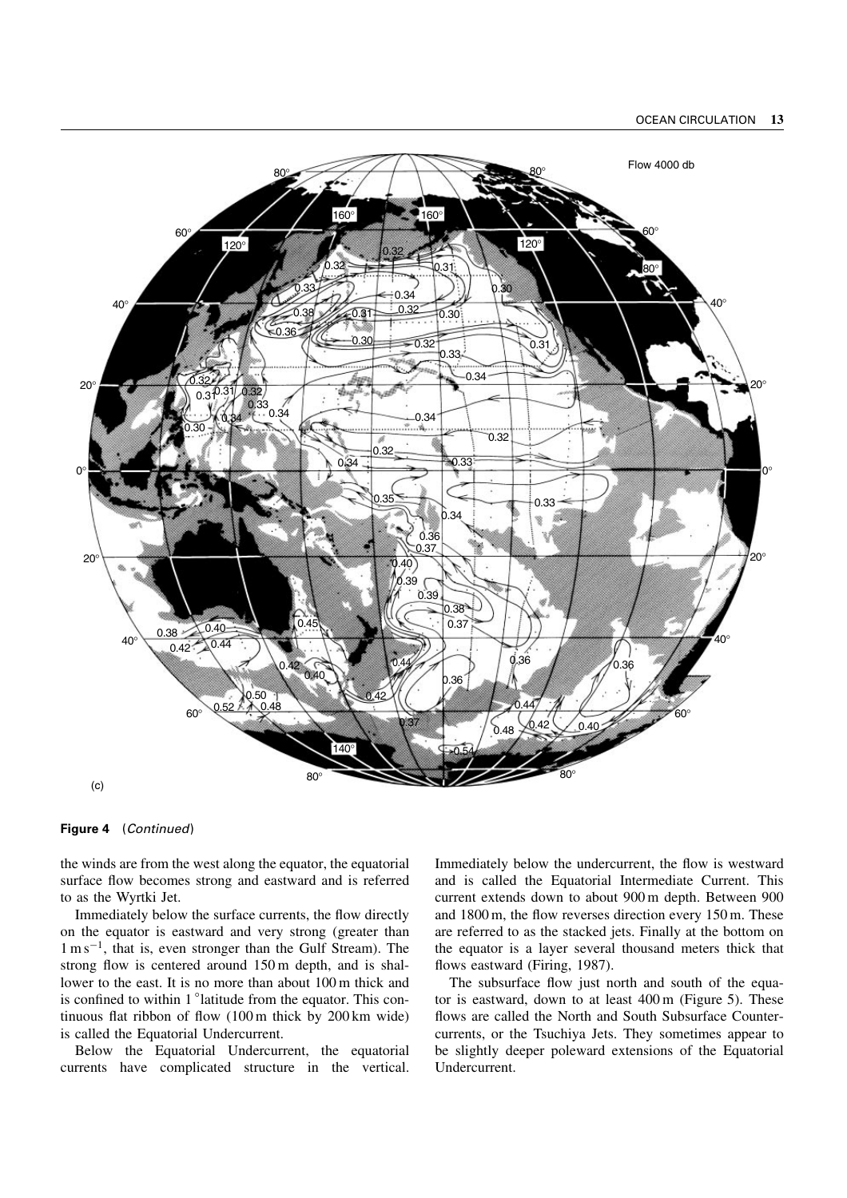**Figure 4** (*Continued*)

the winds are from the west along the equator, the equatorial surface flow becomes strong and eastward and is referred to as the Wyrtki Jet.

Immediately below the surface currents, the flow directly on the equator is eastward and very strong (greater than $1\,\mathrm{m\,s^{-1}}$, that is, even stronger than the Gulf Stream). The strong flow is centered around 150 m depth, and is shallower to the east. It is no more than about 100 m thick and is confined to within 1 °latitude from the equator. This continuous flat ribbon of flow (100 m thick by 200 km wide) is called the Equatorial Undercurrent.

Below the Equatorial Undercurrent, the equatorial currents have complicated structure in the vertical. Immediately below the undercurrent, the flow is westward and is called the Equatorial Intermediate Current. This current extends down to about 900 m depth. Between 900 and 1800 m, the flow reverses direction every 150 m. These are referred to as the stacked jets. Finally at the bottom on the equator is a layer several thousand meters thick that flows eastward (Firing, 1987).

The subsurface flow just north and south of the equator is eastward, down to at least 400 m (Figure 5). These flows are called the North and South Subsurface Countercurrents, or the Tsuchiya Jets. They sometimes appear to be slightly deeper poleward extensions of the Equatorial Undercurrent.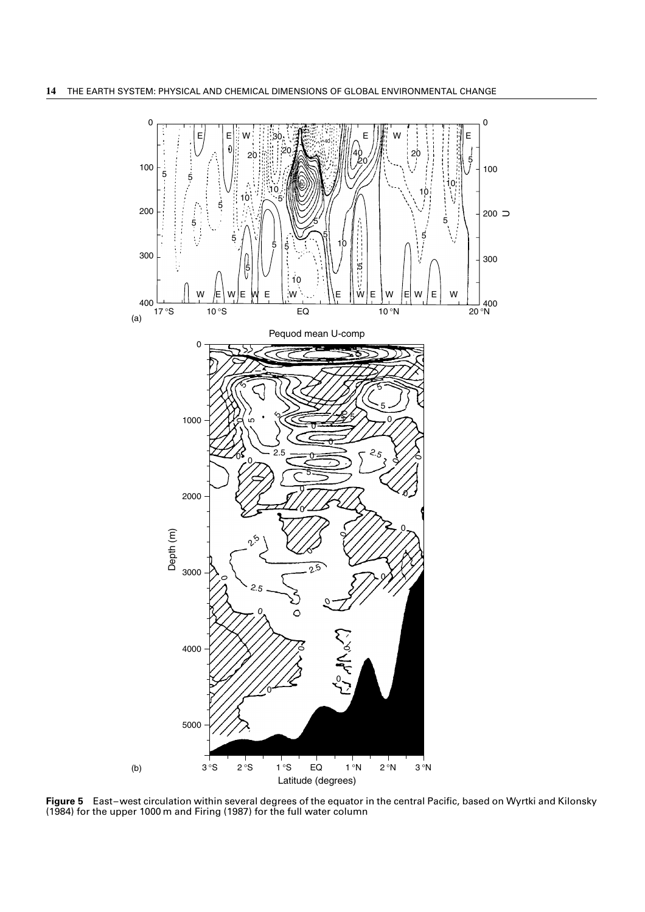**Figure 5** East–west circulation within several degrees of the equator in the central Pacific, based on Wyrtki and Kilonsky (1984) for the upper 1000 m and Firing (1987) for the full water column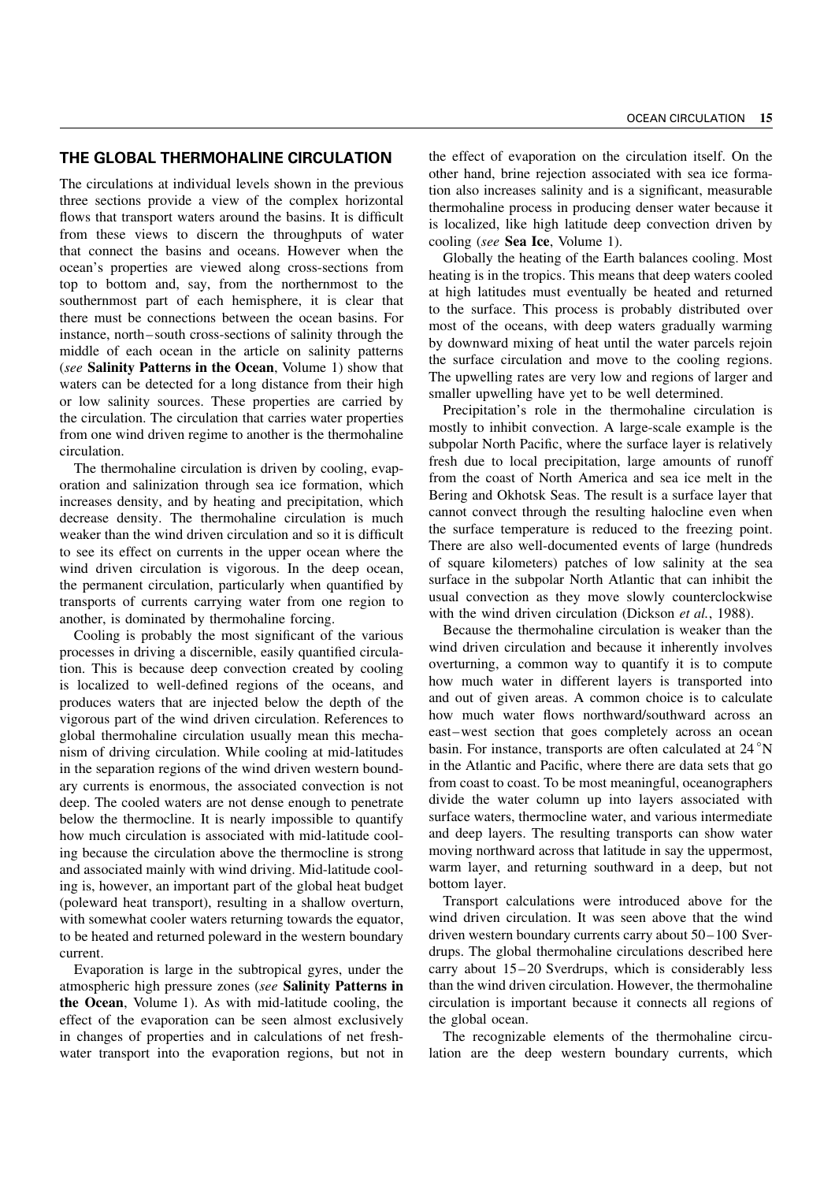## THE GLOBAL THERMOHALINE CIRCULATION

The circulations at individual levels shown in the previous three sections provide a view of the complex horizontal flows that transport waters around the basins. It is difficult from these views to discern the throughputs of water that connect the basins and oceans. However when the ocean's properties are viewed along cross-sections from top to bottom and, say, from the northernmost to the southernmost part of each hemisphere, it is clear that there must be connections between the ocean basins. For instance, north–south cross-sections of salinity through the middle of each ocean in the article on salinity patterns (*see* **Salinity Patterns in the Ocean**, Volume 1) show that waters can be detected for a long distance from their high or low salinity sources. These properties are carried by the circulation. The circulation that carries water properties from one wind driven regime to another is the thermohaline circulation.

The thermohaline circulation is driven by cooling, evaporation and salinization through sea ice formation, which increases density, and by heating and precipitation, which decrease density. The thermohaline circulation is much weaker than the wind driven circulation and so it is difficult to see its effect on currents in the upper ocean where the wind driven circulation is vigorous. In the deep ocean, the permanent circulation, particularly when quantified by transports of currents carrying water from one region to another, is dominated by thermohaline forcing.

Cooling is probably the most significant of the various processes in driving a discernible, easily quantified circulation. This is because deep convection created by cooling is localized to well-defined regions of the oceans, and produces waters that are injected below the depth of the vigorous part of the wind driven circulation. References to global thermohaline circulation usually mean this mechanism of driving circulation. While cooling at mid-latitudes in the separation regions of the wind driven western boundary currents is enormous, the associated convection is not deep. The cooled waters are not dense enough to penetrate below the thermocline. It is nearly impossible to quantify how much circulation is associated with mid-latitude cooling because the circulation above the thermocline is strong and associated mainly with wind driving. Mid-latitude cooling is, however, an important part of the global heat budget (poleward heat transport), resulting in a shallow overturn, with somewhat cooler waters returning towards the equator, to be heated and returned poleward in the western boundary current.

Evaporation is large in the subtropical gyres, under the atmospheric high pressure zones (*see* **Salinity Patterns in the Ocean**, Volume 1). As with mid-latitude cooling, the effect of the evaporation can be seen almost exclusively in changes of properties and in calculations of net freshwater transport into the evaporation regions, but not in the effect of evaporation on the circulation itself. On the other hand, brine rejection associated with sea ice formation also increases salinity and is a significant, measurable thermohaline process in producing denser water because it is localized, like high latitude deep convection driven by cooling (*see* **Sea Ice**, Volume 1).

Globally the heating of the Earth balances cooling. Most heating is in the tropics. This means that deep waters cooled at high latitudes must eventually be heated and returned to the surface. This process is probably distributed over most of the oceans, with deep waters gradually warming by downward mixing of heat until the water parcels rejoin the surface circulation and move to the cooling regions. The upwelling rates are very low and regions of larger and smaller upwelling have yet to be well determined.

Precipitation's role in the thermohaline circulation is mostly to inhibit convection. A large-scale example is the subpolar North Pacific, where the surface layer is relatively fresh due to local precipitation, large amounts of runoff from the coast of North America and sea ice melt in the Bering and Okhotsk Seas. The result is a surface layer that cannot convect through the resulting halocline even when the surface temperature is reduced to the freezing point. There are also well-documented events of large (hundreds of square kilometers) patches of low salinity at the sea surface in the subpolar North Atlantic that can inhibit the usual convection as they move slowly counterclockwise with the wind driven circulation (Dickson *et al.*, 1988).

Because the thermohaline circulation is weaker than the wind driven circulation and because it inherently involves overturning, a common way to quantify it is to compute how much water in different layers is transported into and out of given areas. A common choice is to calculate how much water flows northward/southward across an east–west section that goes completely across an ocean basin. For instance, transports are often calculated at 24 °N in the Atlantic and Pacific, where there are data sets that go from coast to coast. To be most meaningful, oceanographers divide the water column up into layers associated with surface waters, thermocline water, and various intermediate and deep layers. The resulting transports can show water moving northward across that latitude in say the uppermost, warm layer, and returning southward in a deep, but not bottom layer.

Transport calculations were introduced above for the wind driven circulation. It was seen above that the wind driven western boundary currents carry about 50–100 Sverdrups. The global thermohaline circulations described here carry about 15–20 Sverdrups, which is considerably less than the wind driven circulation. However, the thermohaline circulation is important because it connects all regions of the global ocean.

The recognizable elements of the thermohaline circulation are the deep western boundary currents, which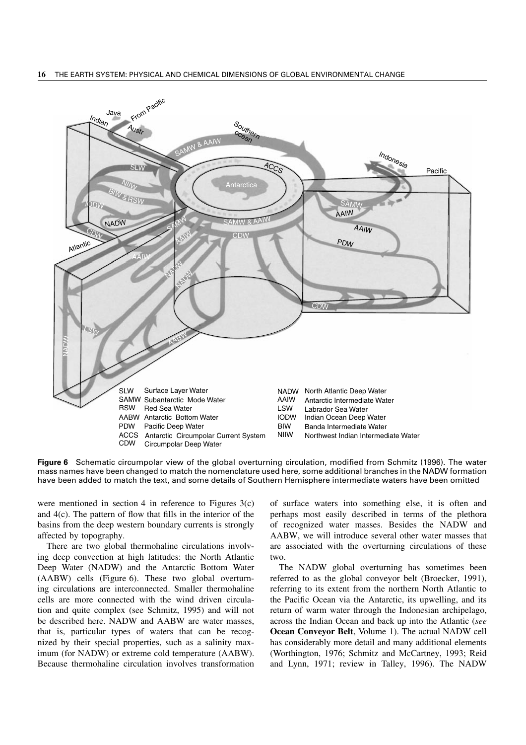| | | | |
|---|---|---|---|
| SLW | Surface Layer Water | NADW | North Atlantic Deep Water |
| SAMW | Subantarctic Mode Water | AAIW | Antarctic Intermediate Water |
| RSW | Red Sea Water | LSW | Labrador Sea Water |
| AABW | Antarctic Bottom Water | IODW | Indian Ocean Deep Water |
| PDW | Pacific Deep Water | BIW | Banda Intermediate Water |
| ACCS | Antarctic Circumpolar Current System | NIIW | Northwest Indian Intermediate Water |
| CDW | Circumpolar Deep Water | | |

**Figure 6** Schematic circumpolar view of the global overturning circulation, modified from Schmitz (1996). The water mass names have been changed to match the nomenclature used here, some additional branches in the NADW formation have been added to match the text, and some details of Southern Hemisphere intermediate waters have been omitted

were mentioned in section 4 in reference to Figures 3(c) and 4(c). The pattern of flow that fills in the interior of the basins from the deep western boundary currents is strongly affected by topography.

There are two global thermohaline circulations involving deep convection at high latitudes: the North Atlantic Deep Water (NADW) and the Antarctic Bottom Water (AABW) cells (Figure 6). These two global overturning circulations are interconnected. Smaller thermohaline cells are more connected with the wind driven circulation and quite complex (see Schmitz, 1995) and will not be described here. NADW and AABW are water masses, that is, particular types of waters that can be recognized by their special properties, such as a salinity maximum (for NADW) or extreme cold temperature (AABW). Because thermohaline circulation involves transformation of surface waters into something else, it is often and perhaps most easily described in terms of the plethora of recognized water masses. Besides the NADW and AABW, we will introduce several other water masses that are associated with the overturning circulations of these two.

The NADW global overturning has sometimes been referred to as the global conveyor belt (Broecker, 1991), referring to its extent from the northern North Atlantic to the Pacific Ocean via the Antarctic, its upwelling, and its return of warm water through the Indonesian archipelago, across the Indian Ocean and back up into the Atlantic (*see* **Ocean Conveyor Belt**, Volume 1). The actual NADW cell has considerably more detail and many additional elements (Worthington, 1976; Schmitz and McCartney, 1993; Reid and Lynn, 1971; review in Talley, 1996). The NADW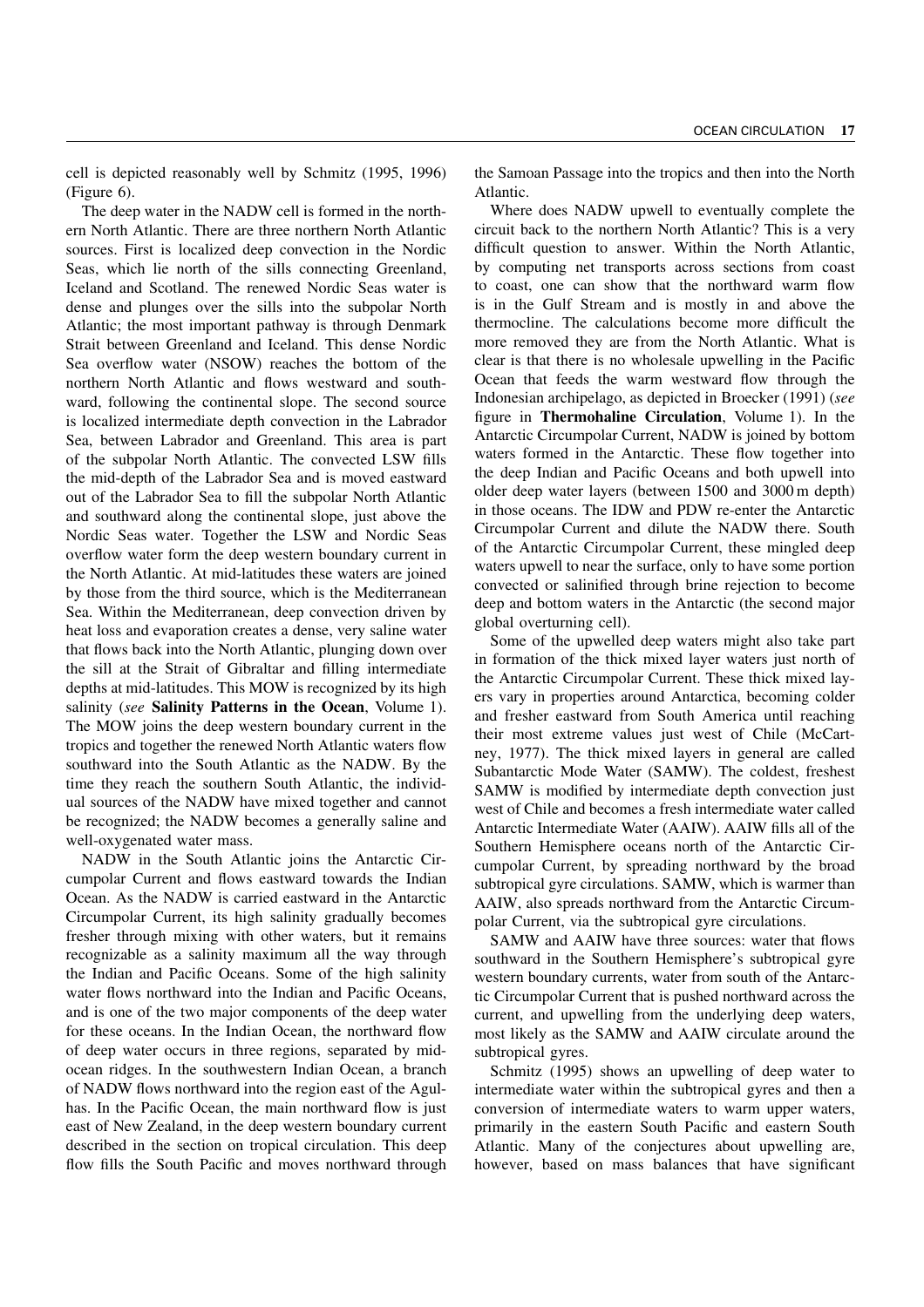cell is depicted reasonably well by Schmitz (1995, 1996) (Figure 6).

The deep water in the NADW cell is formed in the northern North Atlantic. There are three northern North Atlantic sources. First is localized deep convection in the Nordic Seas, which lie north of the sills connecting Greenland, Iceland and Scotland. The renewed Nordic Seas water is dense and plunges over the sills into the subpolar North Atlantic; the most important pathway is through Denmark Strait between Greenland and Iceland. This dense Nordic Sea overflow water (NSOW) reaches the bottom of the northern North Atlantic and flows westward and southward, following the continental slope. The second source is localized intermediate depth convection in the Labrador Sea, between Labrador and Greenland. This area is part of the subpolar North Atlantic. The convected LSW fills the mid-depth of the Labrador Sea and is moved eastward out of the Labrador Sea to fill the subpolar North Atlantic and southward along the continental slope, just above the Nordic Seas water. Together the LSW and Nordic Seas overflow water form the deep western boundary current in the North Atlantic. At mid-latitudes these waters are joined by those from the third source, which is the Mediterranean Sea. Within the Mediterranean, deep convection driven by heat loss and evaporation creates a dense, very saline water that flows back into the North Atlantic, plunging down over the sill at the Strait of Gibraltar and filling intermediate depths at mid-latitudes. This MOW is recognized by its high salinity (*see* **Salinity Patterns in the Ocean**, Volume 1). The MOW joins the deep western boundary current in the tropics and together the renewed North Atlantic waters flow southward into the South Atlantic as the NADW. By the time they reach the southern South Atlantic, the individual sources of the NADW have mixed together and cannot be recognized; the NADW becomes a generally saline and well-oxygenated water mass.

NADW in the South Atlantic joins the Antarctic Circumpolar Current and flows eastward towards the Indian Ocean. As the NADW is carried eastward in the Antarctic Circumpolar Current, its high salinity gradually becomes fresher through mixing with other waters, but it remains recognizable as a salinity maximum all the way through the Indian and Pacific Oceans. Some of the high salinity water flows northward into the Indian and Pacific Oceans, and is one of the two major components of the deep water for these oceans. In the Indian Ocean, the northward flow of deep water occurs in three regions, separated by mid-ocean ridges. In the southwestern Indian Ocean, a branch of NADW flows northward into the region east of the Agulhas. In the Pacific Ocean, the main northward flow is just east of New Zealand, in the deep western boundary current described in the section on tropical circulation. This deep flow fills the South Pacific and moves northward through the Samoan Passage into the tropics and then into the North Atlantic.

Where does NADW upwell to eventually complete the circuit back to the northern North Atlantic? This is a very difficult question to answer. Within the North Atlantic, by computing net transports across sections from coast to coast, one can show that the northward warm flow is in the Gulf Stream and is mostly in and above the thermocline. The calculations become more difficult the more removed they are from the North Atlantic. What is clear is that there is no wholesale upwelling in the Pacific Ocean that feeds the warm westward flow through the Indonesian archipelago, as depicted in Broecker (1991) (*see* figure in **Thermohaline Circulation**, Volume 1). In the Antarctic Circumpolar Current, NADW is joined by bottom waters formed in the Antarctic. These flow together into the deep Indian and Pacific Oceans and both upwell into older deep water layers (between 1500 and 3000 m depth) in those oceans. The IDW and PDW re-enter the Antarctic Circumpolar Current and dilute the NADW there. South of the Antarctic Circumpolar Current, these mingled deep waters upwell to near the surface, only to have some portion convected or salinified through brine rejection to become deep and bottom waters in the Antarctic (the second major global overturning cell).

Some of the upwelled deep waters might also take part in formation of the thick mixed layer waters just north of the Antarctic Circumpolar Current. These thick mixed layers vary in properties around Antarctica, becoming colder and fresher eastward from South America until reaching their most extreme values just west of Chile (McCartney, 1977). The thick mixed layers in general are called Subantarctic Mode Water (SAMW). The coldest, freshest SAMW is modified by intermediate depth convection just west of Chile and becomes a fresh intermediate water called Antarctic Intermediate Water (AAIW). AAIW fills all of the Southern Hemisphere oceans north of the Antarctic Circumpolar Current, by spreading northward by the broad subtropical gyre circulations. SAMW, which is warmer than AAIW, also spreads northward from the Antarctic Circumpolar Current, via the subtropical gyre circulations.

SAMW and AAIW have three sources: water that flows southward in the Southern Hemisphere's subtropical gyre western boundary currents, water from south of the Antarctic Circumpolar Current that is pushed northward across the current, and upwelling from the underlying deep waters, most likely as the SAMW and AAIW circulate around the subtropical gyres.

Schmitz (1995) shows an upwelling of deep water to intermediate water within the subtropical gyres and then a conversion of intermediate waters to warm upper waters, primarily in the eastern South Pacific and eastern South Atlantic. Many of the conjectures about upwelling are, however, based on mass balances that have significant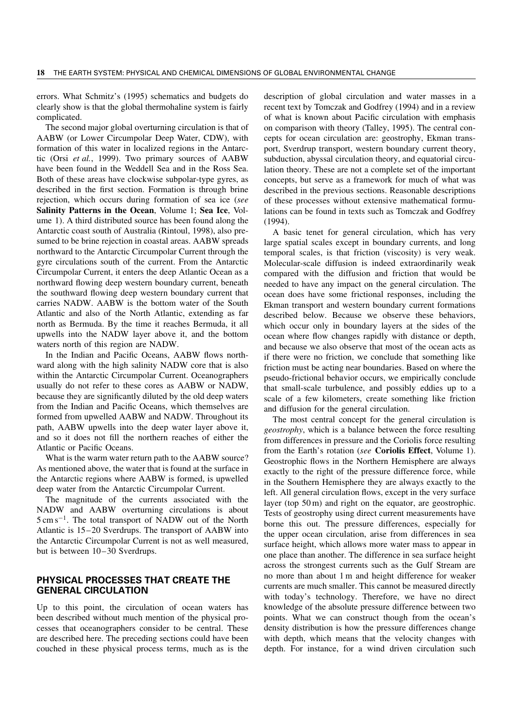errors. What Schmitz's (1995) schematics and budgets do clearly show is that the global thermohaline system is fairly complicated.

The second major global overturning circulation is that of AABW (or Lower Circumpolar Deep Water, CDW), with formation of this water in localized regions in the Antarctic (Orsi *et al.*, 1999). Two primary sources of AABW have been found in the Weddell Sea and in the Ross Sea. Both of these areas have clockwise subpolar-type gyres, as described in the first section. Formation is through brine rejection, which occurs during formation of sea ice (*see* **Salinity Patterns in the Ocean**, Volume 1; **Sea Ice**, Volume 1). A third distributed source has been found along the Antarctic coast south of Australia (Rintoul, 1998), also presumed to be brine rejection in coastal areas. AABW spreads northward to the Antarctic Circumpolar Current through the gyre circulations south of the current. From the Antarctic Circumpolar Current, it enters the deep Atlantic Ocean as a northward flowing deep western boundary current, beneath the southward flowing deep western boundary current that carries NADW. AABW is the bottom water of the South Atlantic and also of the North Atlantic, extending as far north as Bermuda. By the time it reaches Bermuda, it all upwells into the NADW layer above it, and the bottom waters north of this region are NADW.

In the Indian and Pacific Oceans, AABW flows northward along with the high salinity NADW core that is also within the Antarctic Circumpolar Current. Oceanographers usually do not refer to these cores as AABW or NADW, because they are significantly diluted by the old deep waters from the Indian and Pacific Oceans, which themselves are formed from upwelled AABW and NADW. Throughout its path, AABW upwells into the deep water layer above it, and so it does not fill the northern reaches of either the Atlantic or Pacific Oceans.

What is the warm water return path to the AABW source? As mentioned above, the water that is found at the surface in the Antarctic regions where AABW is formed, is upwelled deep water from the Antarctic Circumpolar Current.

The magnitude of the currents associated with the NADW and AABW overturning circulations is about $5\,\mathrm{cm\,s^{-1}}$. The total transport of NADW out of the North Atlantic is 15–20 Sverdrups. The transport of AABW into the Antarctic Circumpolar Current is not as well measured, but is between 10–30 Sverdrups.

## PHYSICAL PROCESSES THAT CREATE THE GENERAL CIRCULATION

Up to this point, the circulation of ocean waters has been described without much mention of the physical processes that oceanographers consider to be central. These are described here. The preceding sections could have been couched in these physical process terms, much as is the description of global circulation and water masses in a recent text by Tomczak and Godfrey (1994) and in a review of what is known about Pacific circulation with emphasis on comparison with theory (Talley, 1995). The central concepts for ocean circulation are: geostrophy, Ekman transport, Sverdrup transport, western boundary current theory, subduction, abyssal circulation theory, and equatorial circulation theory. These are not a complete set of the important concepts, but serve as a framework for much of what was described in the previous sections. Reasonable descriptions of these processes without extensive mathematical formulations can be found in texts such as Tomczak and Godfrey (1994).

A basic tenet for general circulation, which has very large spatial scales except in boundary currents, and long temporal scales, is that friction (viscosity) is very weak. Molecular-scale diffusion is indeed extraordinarily weak compared with the diffusion and friction that would be needed to have any impact on the general circulation. The ocean does have some frictional responses, including the Ekman transport and western boundary current formations described below. Because we observe these behaviors, which occur only in boundary layers at the sides of the ocean where flow changes rapidly with distance or depth, and because we also observe that most of the ocean acts as if there were no friction, we conclude that something like friction must be acting near boundaries. Based on where the pseudo-frictional behavior occurs, we empirically conclude that small-scale turbulence, and possibly eddies up to a scale of a few kilometers, create something like friction and diffusion for the general circulation.

The most central concept for the general circulation is *geostrophy*, which is a balance between the force resulting from differences in pressure and the Coriolis force resulting from the Earth's rotation (*see* **Coriolis Effect**, Volume 1). Geostrophic flows in the Northern Hemisphere are always exactly to the right of the pressure difference force, while in the Southern Hemisphere they are always exactly to the left. All general circulation flows, except in the very surface layer (top 50 m) and right on the equator, are geostrophic. Tests of geostrophy using direct current measurements have borne this out. The pressure differences, especially for the upper ocean circulation, arise from differences in sea surface height, which allows more water mass to appear in one place than another. The difference in sea surface height across the strongest currents such as the Gulf Stream are no more than about 1 m and height difference for weaker currents are much smaller. This cannot be measured directly with today's technology. Therefore, we have no direct knowledge of the absolute pressure difference between two points. What we can construct though from the ocean's density distribution is how the pressure differences change with depth, which means that the velocity changes with depth. For instance, for a wind driven circulation such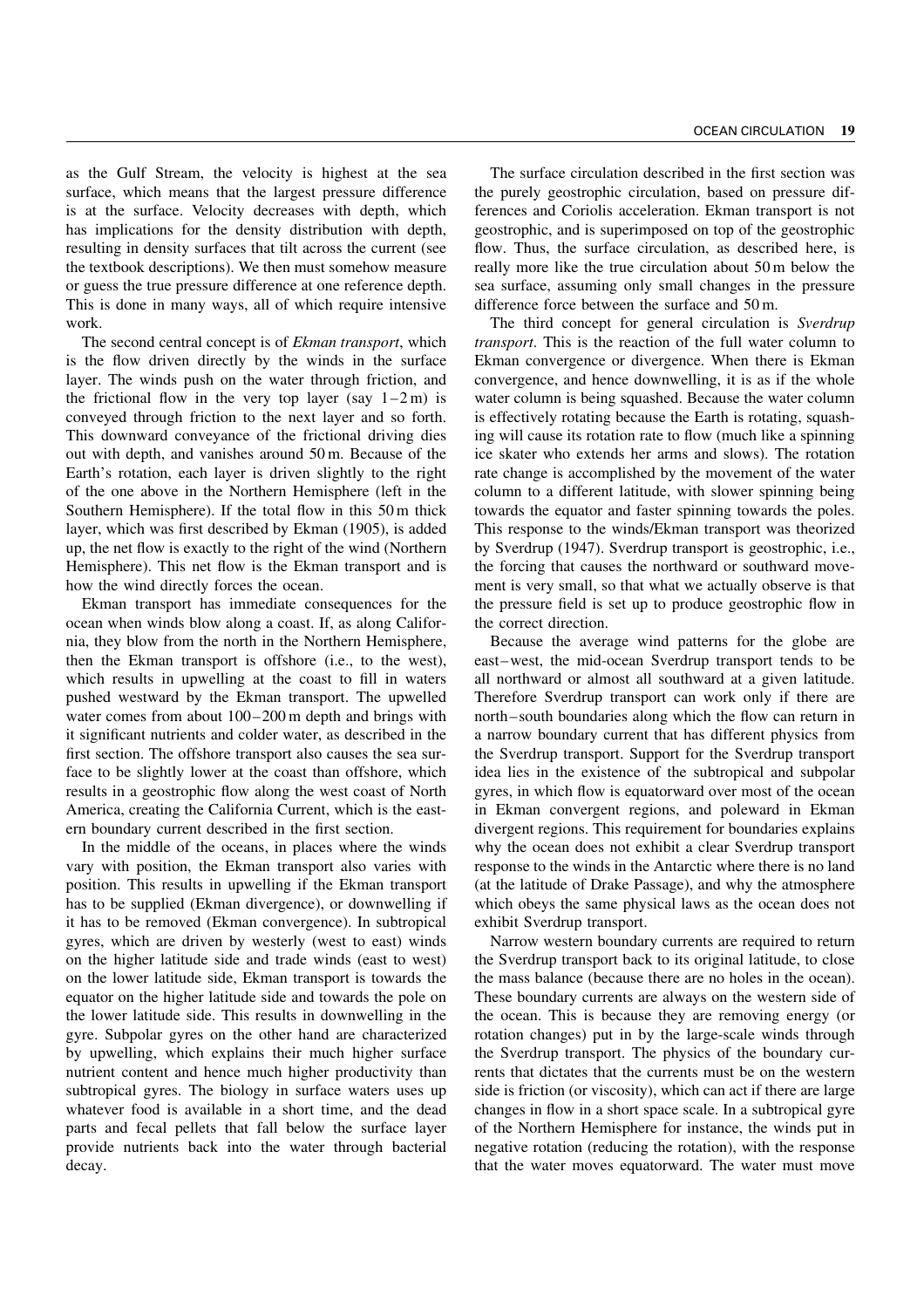as the Gulf Stream, the velocity is highest at the sea surface, which means that the largest pressure difference is at the surface. Velocity decreases with depth, which has implications for the density distribution with depth, resulting in density surfaces that tilt across the current (see the textbook descriptions). We then must somehow measure or guess the true pressure difference at one reference depth. This is done in many ways, all of which require intensive work.

The second central concept is of *Ekman transport*, which is the flow driven directly by the winds in the surface layer. The winds push on the water through friction, and the frictional flow in the very top layer (say 1–2 m) is conveyed through friction to the next layer and so forth. This downward conveyance of the frictional driving dies out with depth, and vanishes around 50 m. Because of the Earth's rotation, each layer is driven slightly to the right of the one above in the Northern Hemisphere (left in the Southern Hemisphere). If the total flow in this 50 m thick layer, which was first described by Ekman (1905), is added up, the net flow is exactly to the right of the wind (Northern Hemisphere). This net flow is the Ekman transport and is how the wind directly forces the ocean.

Ekman transport has immediate consequences for the ocean when winds blow along a coast. If, as along California, they blow from the north in the Northern Hemisphere, then the Ekman transport is offshore (i.e., to the west), which results in upwelling at the coast to fill in waters pushed westward by the Ekman transport. The upwelled water comes from about 100–200 m depth and brings with it significant nutrients and colder water, as described in the first section. The offshore transport also causes the sea surface to be slightly lower at the coast than offshore, which results in a geostrophic flow along the west coast of North America, creating the California Current, which is the eastern boundary current described in the first section.

In the middle of the oceans, in places where the winds vary with position, the Ekman transport also varies with position. This results in upwelling if the Ekman transport has to be supplied (Ekman divergence), or downwelling if it has to be removed (Ekman convergence). In subtropical gyres, which are driven by westerly (west to east) winds on the higher latitude side and trade winds (east to west) on the lower latitude side, Ekman transport is towards the equator on the higher latitude side and towards the pole on the lower latitude side. This results in downwelling in the gyre. Subpolar gyres on the other hand are characterized by upwelling, which explains their much higher surface nutrient content and hence much higher productivity than subtropical gyres. The biology in surface waters uses up whatever food is available in a short time, and the dead parts and fecal pellets that fall below the surface layer provide nutrients back into the water through bacterial decay.

The surface circulation described in the first section was the purely geostrophic circulation, based on pressure differences and Coriolis acceleration. Ekman transport is not geostrophic, and is superimposed on top of the geostrophic flow. Thus, the surface circulation, as described here, is really more like the true circulation about 50 m below the sea surface, assuming only small changes in the pressure difference force between the surface and 50 m.

The third concept for general circulation is *Sverdrup transport*. This is the reaction of the full water column to Ekman convergence or divergence. When there is Ekman convergence, and hence downwelling, it is as if the whole water column is being squashed. Because the water column is effectively rotating because the Earth is rotating, squashing will cause its rotation rate to flow (much like a spinning ice skater who extends her arms and slows). The rotation rate change is accomplished by the movement of the water column to a different latitude, with slower spinning being towards the equator and faster spinning towards the poles. This response to the winds/Ekman transport was theorized by Sverdrup (1947). Sverdrup transport is geostrophic, i.e., the forcing that causes the northward or southward movement is very small, so that what we actually observe is that the pressure field is set up to produce geostrophic flow in the correct direction.

Because the average wind patterns for the globe are east–west, the mid-ocean Sverdrup transport tends to be all northward or almost all southward at a given latitude. Therefore Sverdrup transport can work only if there are north–south boundaries along which the flow can return in a narrow boundary current that has different physics from the Sverdrup transport. Support for the Sverdrup transport idea lies in the existence of the subtropical and subpolar gyres, in which flow is equatorward over most of the ocean in Ekman convergent regions, and poleward in Ekman divergent regions. This requirement for boundaries explains why the ocean does not exhibit a clear Sverdrup transport response to the winds in the Antarctic where there is no land (at the latitude of Drake Passage), and why the atmosphere which obeys the same physical laws as the ocean does not exhibit Sverdrup transport.

Narrow western boundary currents are required to return the Sverdrup transport back to its original latitude, to close the mass balance (because there are no holes in the ocean). These boundary currents are always on the western side of the ocean. This is because they are removing energy (or rotation changes) put in by the large-scale winds through the Sverdrup transport. The physics of the boundary currents that dictates that the currents must be on the western side is friction (or viscosity), which can act if there are large changes in flow in a short space scale. In a subtropical gyre of the Northern Hemisphere for instance, the winds put in negative rotation (reducing the rotation), with the response that the water moves equatorward. The water must move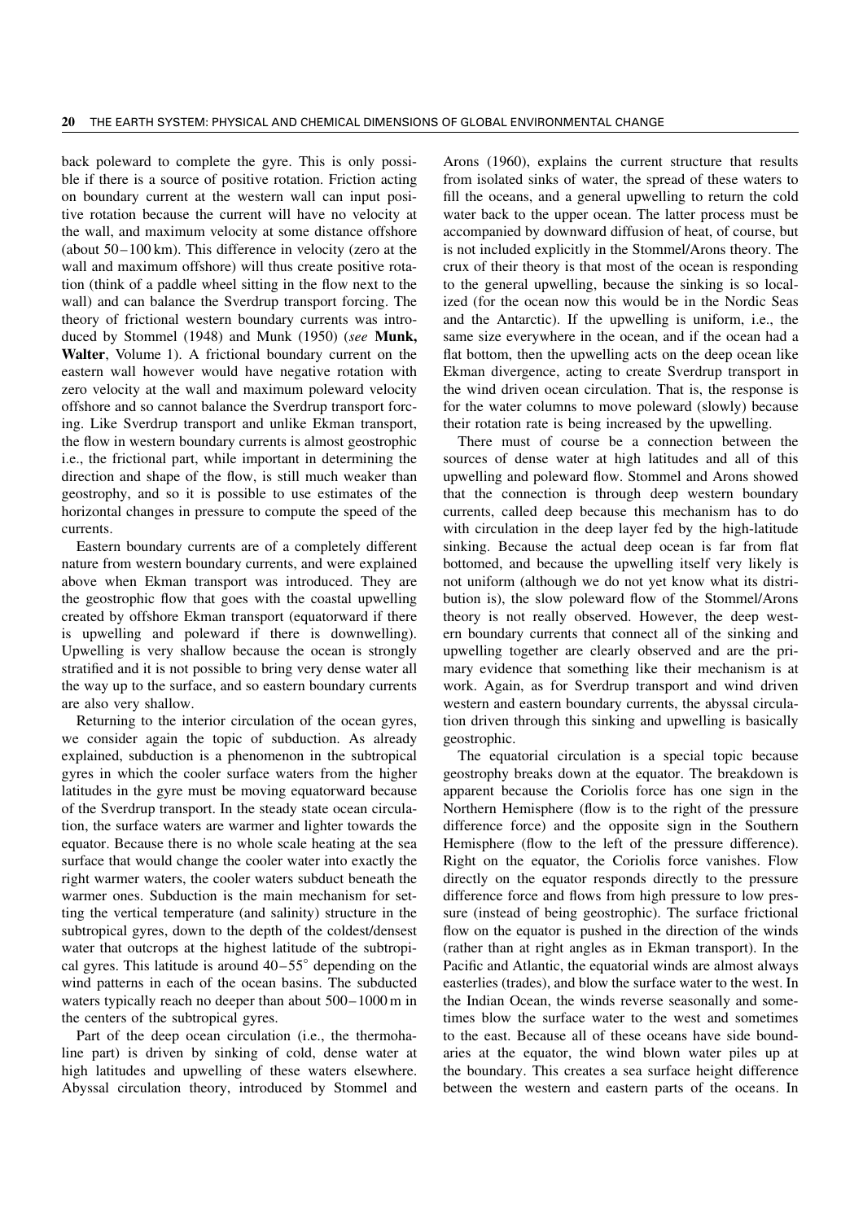back poleward to complete the gyre. This is only possible if there is a source of positive rotation. Friction acting on boundary current at the western wall can input positive rotation because the current will have no velocity at the wall, and maximum velocity at some distance offshore (about 50–100 km). This difference in velocity (zero at the wall and maximum offshore) will thus create positive rotation (think of a paddle wheel sitting in the flow next to the wall) and can balance the Sverdrup transport forcing. The theory of frictional western boundary currents was introduced by Stommel (1948) and Munk (1950) (*see* **Munk, Walter**, Volume 1). A frictional boundary current on the eastern wall however would have negative rotation with zero velocity at the wall and maximum poleward velocity offshore and so cannot balance the Sverdrup transport forcing. Like Sverdrup transport and unlike Ekman transport, the flow in western boundary currents is almost geostrophic i.e., the frictional part, while important in determining the direction and shape of the flow, is still much weaker than geostrophy, and so it is possible to use estimates of the horizontal changes in pressure to compute the speed of the currents.

Eastern boundary currents are of a completely different nature from western boundary currents, and were explained above when Ekman transport was introduced. They are the geostrophic flow that goes with the coastal upwelling created by offshore Ekman transport (equatorward if there is upwelling and poleward if there is downwelling). Upwelling is very shallow because the ocean is strongly stratified and it is not possible to bring very dense water all the way up to the surface, and so eastern boundary currents are also very shallow.

Returning to the interior circulation of the ocean gyres, we consider again the topic of subduction. As already explained, subduction is a phenomenon in the subtropical gyres in which the cooler surface waters from the higher latitudes in the gyre must be moving equatorward because of the Sverdrup transport. In the steady state ocean circulation, the surface waters are warmer and lighter towards the equator. Because there is no whole scale heating at the sea surface that would change the cooler water into exactly the right warmer waters, the cooler waters subduct beneath the warmer ones. Subduction is the main mechanism for setting the vertical temperature (and salinity) structure in the subtropical gyres, down to the depth of the coldest/densest water that outcrops at the highest latitude of the subtropical gyres. This latitude is around 40–55° depending on the wind patterns in each of the ocean basins. The subducted waters typically reach no deeper than about 500–1000 m in the centers of the subtropical gyres.

Part of the deep ocean circulation (i.e., the thermohaline part) is driven by sinking of cold, dense water at high latitudes and upwelling of these waters elsewhere. Abyssal circulation theory, introduced by Stommel and Arons (1960), explains the current structure that results from isolated sinks of water, the spread of these waters to fill the oceans, and a general upwelling to return the cold water back to the upper ocean. The latter process must be accompanied by downward diffusion of heat, of course, but is not included explicitly in the Stommel/Arons theory. The crux of their theory is that most of the ocean is responding to the general upwelling, because the sinking is so localized (for the ocean now this would be in the Nordic Seas and the Antarctic). If the upwelling is uniform, i.e., the same size everywhere in the ocean, and if the ocean had a flat bottom, then the upwelling acts on the deep ocean like Ekman divergence, acting to create Sverdrup transport in the wind driven ocean circulation. That is, the response is for the water columns to move poleward (slowly) because their rotation rate is being increased by the upwelling.

There must of course be a connection between the sources of dense water at high latitudes and all of this upwelling and poleward flow. Stommel and Arons showed that the connection is through deep western boundary currents, called deep because this mechanism has to do with circulation in the deep layer fed by the high-latitude sinking. Because the actual deep ocean is far from flat bottomed, and because the upwelling itself very likely is not uniform (although we do not yet know what its distribution is), the slow poleward flow of the Stommel/Arons theory is not really observed. However, the deep western boundary currents that connect all of the sinking and upwelling together are clearly observed and are the primary evidence that something like their mechanism is at work. Again, as for Sverdrup transport and wind driven western and eastern boundary currents, the abyssal circulation driven through this sinking and upwelling is basically geostrophic.

The equatorial circulation is a special topic because geostrophy breaks down at the equator. The breakdown is apparent because the Coriolis force has one sign in the Northern Hemisphere (flow is to the right of the pressure difference force) and the opposite sign in the Southern Hemisphere (flow to the left of the pressure difference). Right on the equator, the Coriolis force vanishes. Flow directly on the equator responds directly to the pressure difference force and flows from high pressure to low pressure (instead of being geostrophic). The surface frictional flow on the equator is pushed in the direction of the winds (rather than at right angles as in Ekman transport). In the Pacific and Atlantic, the equatorial winds are almost always easterlies (trades), and blow the surface water to the west. In the Indian Ocean, the winds reverse seasonally and sometimes blow the surface water to the west and sometimes to the east. Because all of these oceans have side boundaries at the equator, the wind blown water piles up at the boundary. This creates a sea surface height difference between the western and eastern parts of the oceans. In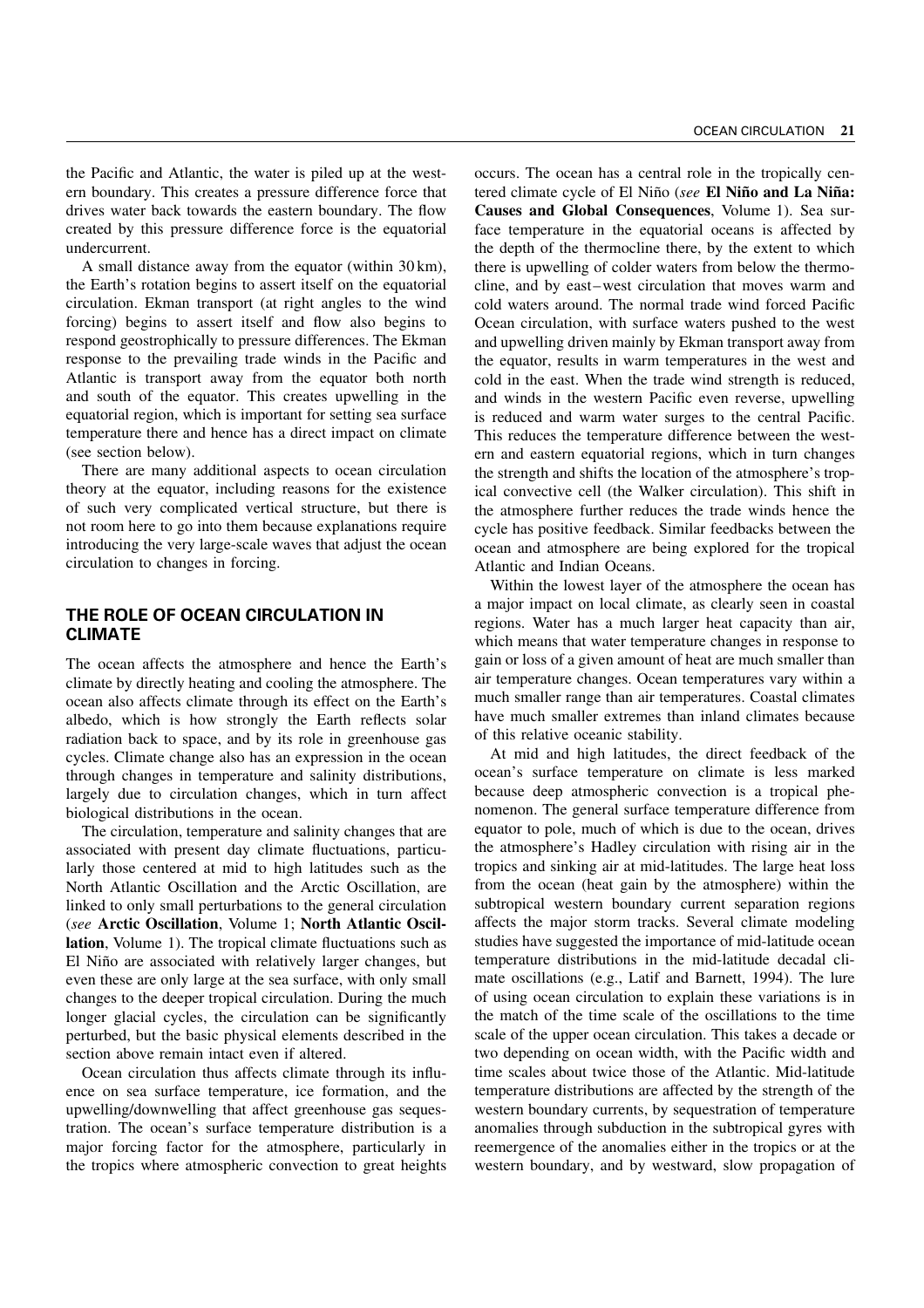the Pacific and Atlantic, the water is piled up at the western boundary. This creates a pressure difference force that drives water back towards the eastern boundary. The flow created by this pressure difference force is the equatorial undercurrent.

A small distance away from the equator (within 30 km), the Earth's rotation begins to assert itself on the equatorial circulation. Ekman transport (at right angles to the wind forcing) begins to assert itself and flow also begins to respond geostrophically to pressure differences. The Ekman response to the prevailing trade winds in the Pacific and Atlantic is transport away from the equator both north and south of the equator. This creates upwelling in the equatorial region, which is important for setting sea surface temperature there and hence has a direct impact on climate (see section below).

There are many additional aspects to ocean circulation theory at the equator, including reasons for the existence of such very complicated vertical structure, but there is not room here to go into them because explanations require introducing the very large-scale waves that adjust the ocean circulation to changes in forcing.

## THE ROLE OF OCEAN CIRCULATION IN CLIMATE

The ocean affects the atmosphere and hence the Earth's climate by directly heating and cooling the atmosphere. The ocean also affects climate through its effect on the Earth's albedo, which is how strongly the Earth reflects solar radiation back to space, and by its role in greenhouse gas cycles. Climate change also has an expression in the ocean through changes in temperature and salinity distributions, largely due to circulation changes, which in turn affect biological distributions in the ocean.

The circulation, temperature and salinity changes that are associated with present day climate fluctuations, particularly those centered at mid to high latitudes such as the North Atlantic Oscillation and the Arctic Oscillation, are linked to only small perturbations to the general circulation (*see* **Arctic Oscillation**, Volume 1; **North Atlantic Oscillation**, Volume 1). The tropical climate fluctuations such as El Niño are associated with relatively larger changes, but even these are only large at the sea surface, with only small changes to the deeper tropical circulation. During the much longer glacial cycles, the circulation can be significantly perturbed, but the basic physical elements described in the section above remain intact even if altered.

Ocean circulation thus affects climate through its influence on sea surface temperature, ice formation, and the upwelling/downwelling that affect greenhouse gas sequestration. The ocean's surface temperature distribution is a major forcing factor for the atmosphere, particularly in the tropics where atmospheric convection to great heights occurs. The ocean has a central role in the tropically centered climate cycle of El Niño (*see* **El Niño and La Niña: Causes and Global Consequences**, Volume 1). Sea surface temperature in the equatorial oceans is affected by the depth of the thermocline there, by the extent to which there is upwelling of colder waters from below the thermocline, and by east–west circulation that moves warm and cold waters around. The normal trade wind forced Pacific Ocean circulation, with surface waters pushed to the west and upwelling driven mainly by Ekman transport away from the equator, results in warm temperatures in the west and cold in the east. When the trade wind strength is reduced, and winds in the western Pacific even reverse, upwelling is reduced and warm water surges to the central Pacific. This reduces the temperature difference between the western and eastern equatorial regions, which in turn changes the strength and shifts the location of the atmosphere's tropical convective cell (the Walker circulation). This shift in the atmosphere further reduces the trade winds hence the cycle has positive feedback. Similar feedbacks between the ocean and atmosphere are being explored for the tropical Atlantic and Indian Oceans.

Within the lowest layer of the atmosphere the ocean has a major impact on local climate, as clearly seen in coastal regions. Water has a much larger heat capacity than air, which means that water temperature changes in response to gain or loss of a given amount of heat are much smaller than air temperature changes. Ocean temperatures vary within a much smaller range than air temperatures. Coastal climates have much smaller extremes than inland climates because of this relative oceanic stability.

At mid and high latitudes, the direct feedback of the ocean's surface temperature on climate is less marked because deep atmospheric convection is a tropical phenomenon. The general surface temperature difference from equator to pole, much of which is due to the ocean, drives the atmosphere's Hadley circulation with rising air in the tropics and sinking air at mid-latitudes. The large heat loss from the ocean (heat gain by the atmosphere) within the subtropical western boundary current separation regions affects the major storm tracks. Several climate modeling studies have suggested the importance of mid-latitude ocean temperature distributions in the mid-latitude decadal climate oscillations (e.g., Latif and Barnett, 1994). The lure of using ocean circulation to explain these variations is in the match of the time scale of the oscillations to the time scale of the upper ocean circulation. This takes a decade or two depending on ocean width, with the Pacific width and time scales about twice those of the Atlantic. Mid-latitude temperature distributions are affected by the strength of the western boundary currents, by sequestration of temperature anomalies through subduction in the subtropical gyres with reemergence of the anomalies either in the tropics or at the western boundary, and by westward, slow propagation of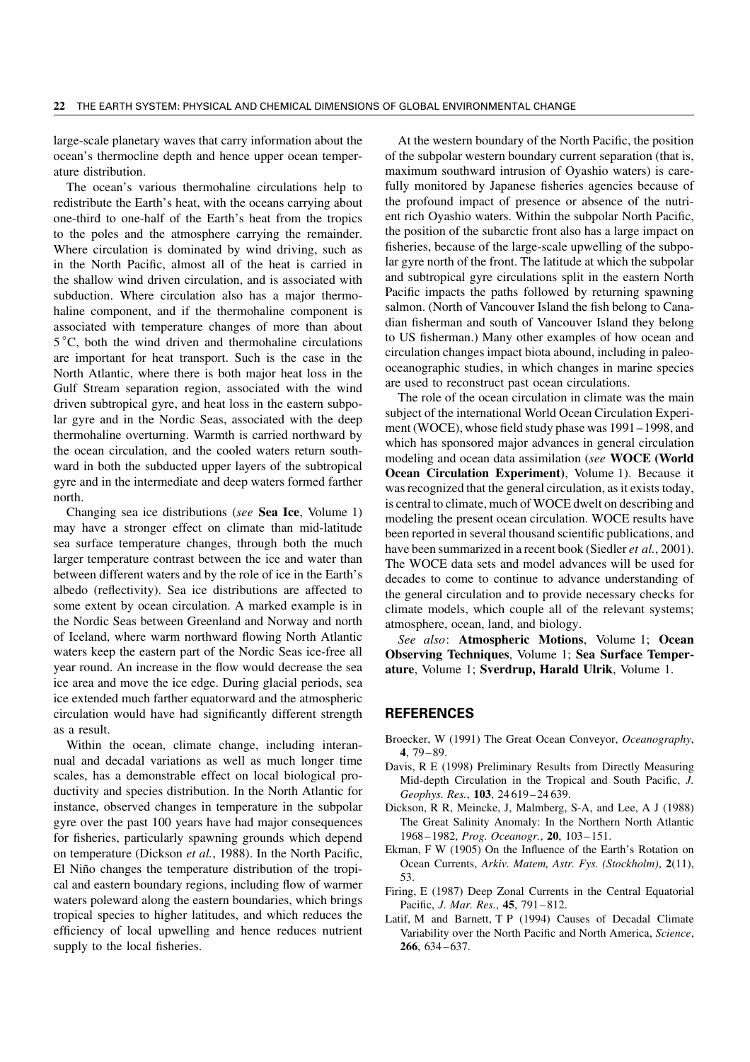large-scale planetary waves that carry information about the ocean's thermocline depth and hence upper ocean temperature distribution.

The ocean's various thermohaline circulations help to redistribute the Earth's heat, with the oceans carrying about one-third to one-half of the Earth's heat from the tropics to the poles and the atmosphere carrying the remainder. Where circulation is dominated by wind driving, such as in the North Pacific, almost all of the heat is carried in the shallow wind driven circulation, and is associated with subduction. Where circulation also has a major thermohaline component, and if the thermohaline component is associated with temperature changes of more than about $5\,^{\circ}$C, both the wind driven and thermohaline circulations are important for heat transport. Such is the case in the North Atlantic, where there is both major heat loss in the Gulf Stream separation region, associated with the wind driven subtropical gyre, and heat loss in the eastern subpolar gyre and in the Nordic Seas, associated with the deep thermohaline overturning. Warmth is carried northward by the ocean circulation, and the cooled waters return southward in both the subducted upper layers of the subtropical gyre and in the intermediate and deep waters formed farther north.

Changing sea ice distributions (*see* **Sea Ice**, Volume 1) may have a stronger effect on climate than mid-latitude sea surface temperature changes, through both the much larger temperature contrast between the ice and water than between different waters and by the role of ice in the Earth's albedo (reflectivity). Sea ice distributions are affected to some extent by ocean circulation. A marked example is in the Nordic Seas between Greenland and Norway and north of Iceland, where warm northward flowing North Atlantic waters keep the eastern part of the Nordic Seas ice-free all year round. An increase in the flow would decrease the sea ice area and move the ice edge. During glacial periods, sea ice extended much farther equatorward and the atmospheric circulation would have had significantly different strength as a result.

Within the ocean, climate change, including interannual and decadal variations as well as much longer time scales, has a demonstrable effect on local biological productivity and species distribution. In the North Atlantic for instance, observed changes in temperature in the subpolar gyre over the past 100 years have had major consequences for fisheries, particularly spawning grounds which depend on temperature (Dickson *et al.*, 1988). In the North Pacific, El Niño changes the temperature distribution of the tropical and eastern boundary regions, including flow of warmer waters poleward along the eastern boundaries, which brings tropical species to higher latitudes, and which reduces the efficiency of local upwelling and hence reduces nutrient supply to the local fisheries.

At the western boundary of the North Pacific, the position of the subpolar western boundary current separation (that is, maximum southward intrusion of Oyashio waters) is carefully monitored by Japanese fisheries agencies because of the profound impact of presence or absence of the nutrient rich Oyashio waters. Within the subpolar North Pacific, the position of the subarctic front also has a large impact on fisheries, because of the large-scale upwelling of the subpolar gyre north of the front. The latitude at which the subpolar and subtropical gyre circulations split in the eastern North Pacific impacts the paths followed by returning spawning salmon. (North of Vancouver Island the fish belong to Canadian fisherman and south of Vancouver Island they belong to US fisherman.) Many other examples of how ocean and circulation changes impact biota abound, including in paleooceanographic studies, in which changes in marine species are used to reconstruct past ocean circulations.

The role of the ocean circulation in climate was the main subject of the international World Ocean Circulation Experiment (WOCE), whose field study phase was 1991–1998, and which has sponsored major advances in general circulation modeling and ocean data assimilation (*see* **WOCE (World Ocean Circulation Experiment)**, Volume 1). Because it was recognized that the general circulation, as it exists today, is central to climate, much of WOCE dwelt on describing and modeling the present ocean circulation. WOCE results have been reported in several thousand scientific publications, and have been summarized in a recent book (Siedler *et al.*, 2001). The WOCE data sets and model advances will be used for decades to come to continue to advance understanding of the general circulation and to provide necessary checks for climate models, which couple all of the relevant systems; atmosphere, ocean, land, and biology.

*See also*: **Atmospheric Motions**, Volume 1; **Ocean Observing Techniques**, Volume 1; **Sea Surface Temperature**, Volume 1; **Sverdrup, Harald Ulrik**, Volume 1.

## REFERENCES

Broecker, W (1991) The Great Ocean Conveyor, *Oceanography*, **4**, 79–89.

Davis, R E (1998) Preliminary Results from Directly Measuring Mid-depth Circulation in the Tropical and South Pacific, *J. Geophys. Res.*, **103**, 24 619–24 639.

Dickson, R R, Meincke, J, Malmberg, S-A, and Lee, A J (1988) The Great Salinity Anomaly: In the Northern North Atlantic 1968–1982, *Prog. Oceanogr.*, **20**, 103–151.

Ekman, F W (1905) On the Influence of the Earth's Rotation on Ocean Currents, *Arkiv. Matem, Astr. Fys. (Stockholm)*, **2**(11), 53.

Firing, E (1987) Deep Zonal Currents in the Central Equatorial Pacific, *J. Mar. Res.*, **45**, 791–812.

Latif, M and Barnett, T P (1994) Causes of Decadal Climate Variability over the North Pacific and North America, *Science*, **266**, 634–637.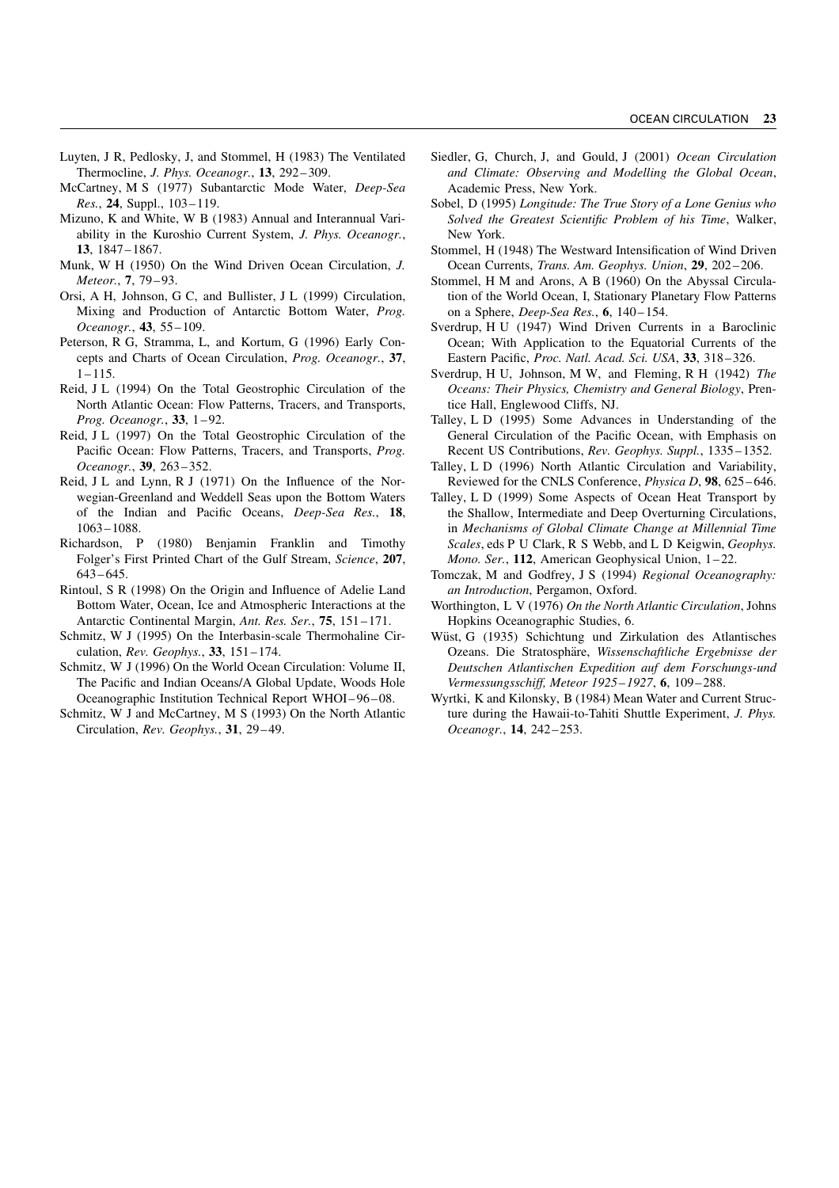Luyten, J R, Pedlosky, J, and Stommel, H (1983) The Ventilated Thermocline, *J. Phys. Oceanogr.*, **13**, 292–309.

McCartney, M S (1977) Subantarctic Mode Water, *Deep-Sea Res.*, **24**, Suppl., 103–119.

Mizuno, K and White, W B (1983) Annual and Interannual Variability in the Kuroshio Current System, *J. Phys. Oceanogr.*, **13**, 1847–1867.

Munk, W H (1950) On the Wind Driven Ocean Circulation, *J. Meteor.*, **7**, 79–93.

Orsi, A H, Johnson, G C, and Bullister, J L (1999) Circulation, Mixing and Production of Antarctic Bottom Water, *Prog. Oceanogr.*, **43**, 55–109.

Peterson, R G, Stramma, L, and Kortum, G (1996) Early Concepts and Charts of Ocean Circulation, *Prog. Oceanogr.*, **37**, 1–115.

Reid, J L (1994) On the Total Geostrophic Circulation of the North Atlantic Ocean: Flow Patterns, Tracers, and Transports, *Prog. Oceanogr.*, **33**, 1–92.

Reid, J L (1997) On the Total Geostrophic Circulation of the Pacific Ocean: Flow Patterns, Tracers, and Transports, *Prog. Oceanogr.*, **39**, 263–352.

Reid, J L and Lynn, R J (1971) On the Influence of the Norwegian-Greenland and Weddell Seas upon the Bottom Waters of the Indian and Pacific Oceans, *Deep-Sea Res.*, **18**, 1063–1088.

Richardson, P (1980) Benjamin Franklin and Timothy Folger's First Printed Chart of the Gulf Stream, *Science*, **207**, 643–645.

Rintoul, S R (1998) On the Origin and Influence of Adelie Land Bottom Water, Ocean, Ice and Atmospheric Interactions at the Antarctic Continental Margin, *Ant. Res. Ser.*, **75**, 151–171.

Schmitz, W J (1995) On the Interbasin-scale Thermohaline Circulation, *Rev. Geophys.*, **33**, 151–174.

Schmitz, W J (1996) On the World Ocean Circulation: Volume II, The Pacific and Indian Oceans/A Global Update, Woods Hole Oceanographic Institution Technical Report WHOI–96–08.

Schmitz, W J and McCartney, M S (1993) On the North Atlantic Circulation, *Rev. Geophys.*, **31**, 29–49.

Siedler, G, Church, J, and Gould, J (2001) *Ocean Circulation and Climate: Observing and Modelling the Global Ocean*, Academic Press, New York.

Sobel, D (1995) *Longitude: The True Story of a Lone Genius who Solved the Greatest Scientific Problem of his Time*, Walker, New York.

Stommel, H (1948) The Westward Intensification of Wind Driven Ocean Currents, *Trans. Am. Geophys. Union*, **29**, 202–206.

Stommel, H M and Arons, A B (1960) On the Abyssal Circulation of the World Ocean, I, Stationary Planetary Flow Patterns on a Sphere, *Deep-Sea Res.*, **6**, 140–154.

Sverdrup, H U (1947) Wind Driven Currents in a Baroclinic Ocean; With Application to the Equatorial Currents of the Eastern Pacific, *Proc. Natl. Acad. Sci. USA*, **33**, 318–326.

Sverdrup, H U, Johnson, M W, and Fleming, R H (1942) *The Oceans: Their Physics, Chemistry and General Biology*, Prentice Hall, Englewood Cliffs, NJ.

Talley, L D (1995) Some Advances in Understanding of the General Circulation of the Pacific Ocean, with Emphasis on Recent US Contributions, *Rev. Geophys. Suppl.*, 1335–1352.

Talley, L D (1996) North Atlantic Circulation and Variability, Reviewed for the CNLS Conference, *Physica D*, **98**, 625–646.

Talley, L D (1999) Some Aspects of Ocean Heat Transport by the Shallow, Intermediate and Deep Overturning Circulations, in *Mechanisms of Global Climate Change at Millennial Time Scales*, eds P U Clark, R S Webb, and L D Keigwin, *Geophys. Mono. Ser.*, **112**, American Geophysical Union, 1–22.

Tomczak, M and Godfrey, J S (1994) *Regional Oceanography: an Introduction*, Pergamon, Oxford.

Worthington, L V (1976) *On the North Atlantic Circulation*, Johns Hopkins Oceanographic Studies, 6.

Wüst, G (1935) Schichtung und Zirkulation des Atlantisches Ozeans. Die Stratosphäre, *Wissenschaftliche Ergebnisse der Deutschen Atlantischen Expedition auf dem Forschungs-und Vermessungsschiff, Meteor 1925–1927*, **6**, 109–288.

Wyrtki, K and Kilonsky, B (1984) Mean Water and Current Structure during the Hawaii-to-Tahiti Shuttle Experiment, *J. Phys. Oceanogr.*, **14**, 242–253.